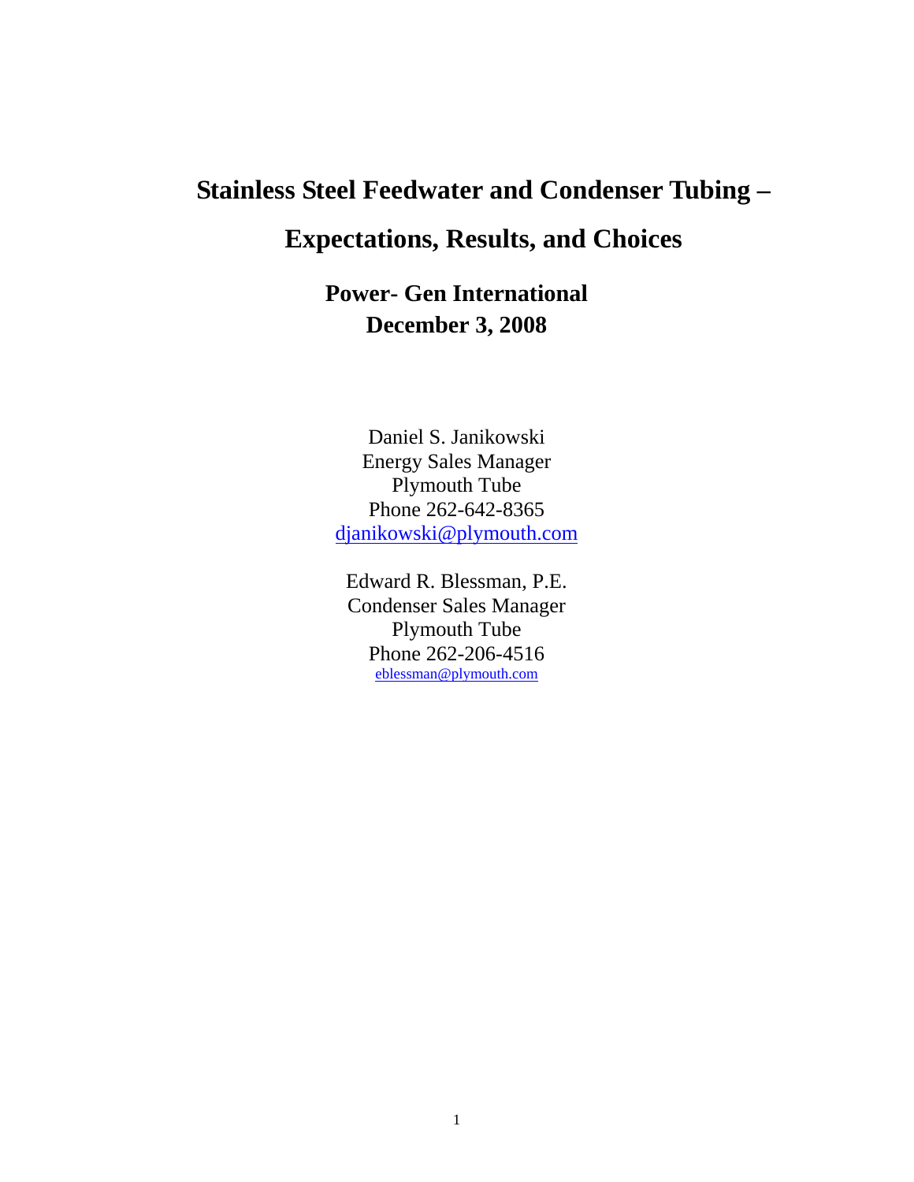# Stainless Steel Feedwater and Condenser Tubing – Expectations, Results, and Choices

## Power- Gen International
## December 3, 2008

Daniel S. Janikowski
Energy Sales Manager
Plymouth Tube
Phone 262-642-8365
djanikowski@plymouth.com

Edward R. Blessman, P.E.
Condenser Sales Manager
Plymouth Tube
Phone 262-206-4516
eblessman@plymouth.com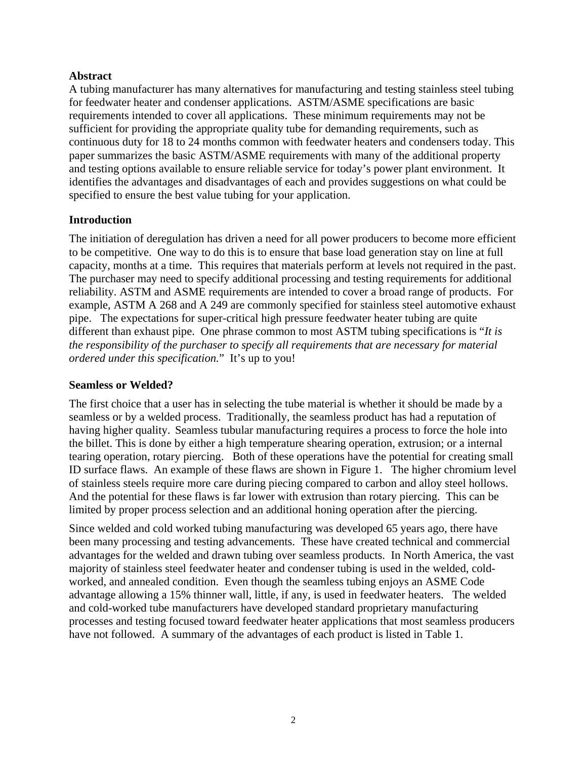**Abstract**

A tubing manufacturer has many alternatives for manufacturing and testing stainless steel tubing for feedwater heater and condenser applications. ASTM/ASME specifications are basic requirements intended to cover all applications. These minimum requirements may not be sufficient for providing the appropriate quality tube for demanding requirements, such as continuous duty for 18 to 24 months common with feedwater heaters and condensers today. This paper summarizes the basic ASTM/ASME requirements with many of the additional property and testing options available to ensure reliable service for today's power plant environment. It identifies the advantages and disadvantages of each and provides suggestions on what could be specified to ensure the best value tubing for your application.

**Introduction**

The initiation of deregulation has driven a need for all power producers to become more efficient to be competitive. One way to do this is to ensure that base load generation stay on line at full capacity, months at a time. This requires that materials perform at levels not required in the past. The purchaser may need to specify additional processing and testing requirements for additional reliability. ASTM and ASME requirements are intended to cover a broad range of products. For example, ASTM A 268 and A 249 are commonly specified for stainless steel automotive exhaust pipe. The expectations for super-critical high pressure feedwater heater tubing are quite different than exhaust pipe. One phrase common to most ASTM tubing specifications is "*It is the responsibility of the purchaser to specify all requirements that are necessary for material ordered under this specification.*" It's up to you!

**Seamless or Welded?**

The first choice that a user has in selecting the tube material is whether it should be made by a seamless or by a welded process. Traditionally, the seamless product has had a reputation of having higher quality. Seamless tubular manufacturing requires a process to force the hole into the billet. This is done by either a high temperature shearing operation, extrusion; or a internal tearing operation, rotary piercing. Both of these operations have the potential for creating small ID surface flaws. An example of these flaws are shown in Figure 1. The higher chromium level of stainless steels require more care during piecing compared to carbon and alloy steel hollows. And the potential for these flaws is far lower with extrusion than rotary piercing. This can be limited by proper process selection and an additional honing operation after the piercing.

Since welded and cold worked tubing manufacturing was developed 65 years ago, there have been many processing and testing advancements. These have created technical and commercial advantages for the welded and drawn tubing over seamless products. In North America, the vast majority of stainless steel feedwater heater and condenser tubing is used in the welded, cold-worked, and annealed condition. Even though the seamless tubing enjoys an ASME Code advantage allowing a 15% thinner wall, little, if any, is used in feedwater heaters. The welded and cold-worked tube manufacturers have developed standard proprietary manufacturing processes and testing focused toward feedwater heater applications that most seamless producers have not followed. A summary of the advantages of each product is listed in Table 1.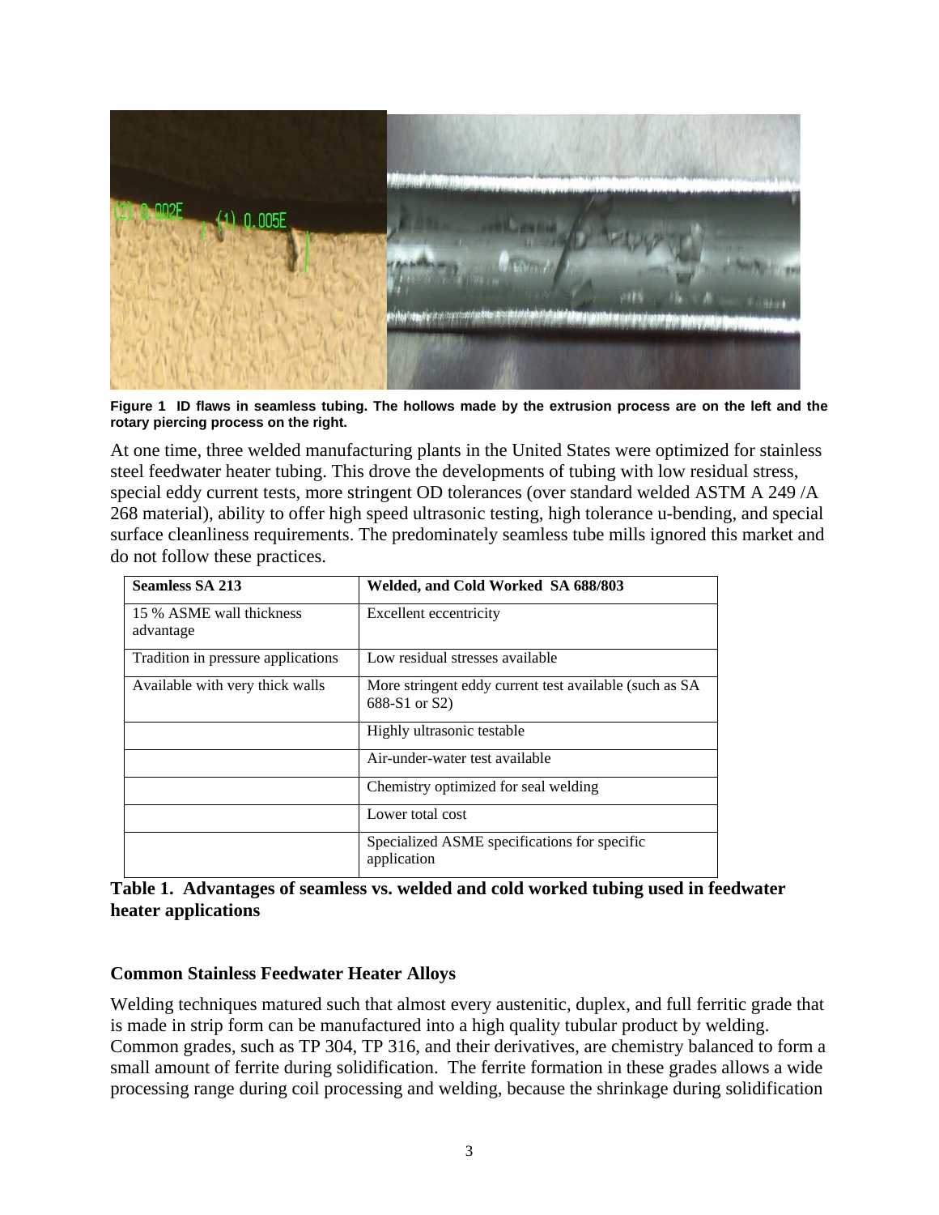Figure 1 ID flaws in seamless tubing. The hollows made by the extrusion process are on the left and the rotary piercing process on the right.

At one time, three welded manufacturing plants in the United States were optimized for stainless steel feedwater heater tubing. This drove the developments of tubing with low residual stress, special eddy current tests, more stringent OD tolerances (over standard welded ASTM A 249 /A 268 material), ability to offer high speed ultrasonic testing, high tolerance u-bending, and special surface cleanliness requirements. The predominately seamless tube mills ignored this market and do not follow these practices.

| Seamless SA 213 | Welded, and Cold Worked SA 688/803 |
|---|---|
| 15 % ASME wall thickness advantage | Excellent eccentricity |
| Tradition in pressure applications | Low residual stresses available |
| Available with very thick walls | More stringent eddy current test available (such as SA 688-S1 or S2) |
| | Highly ultrasonic testable |
| | Air-under-water test available |
| | Chemistry optimized for seal welding |
| | Lower total cost |
| | Specialized ASME specifications for specific application |

**Table 1. Advantages of seamless vs. welded and cold worked tubing used in feedwater heater applications**

### Common Stainless Feedwater Heater Alloys

Welding techniques matured such that almost every austenitic, duplex, and full ferritic grade that is made in strip form can be manufactured into a high quality tubular product by welding. Common grades, such as TP 304, TP 316, and their derivatives, are chemistry balanced to form a small amount of ferrite during solidification. The ferrite formation in these grades allows a wide processing range during coil processing and welding, because the shrinkage during solidification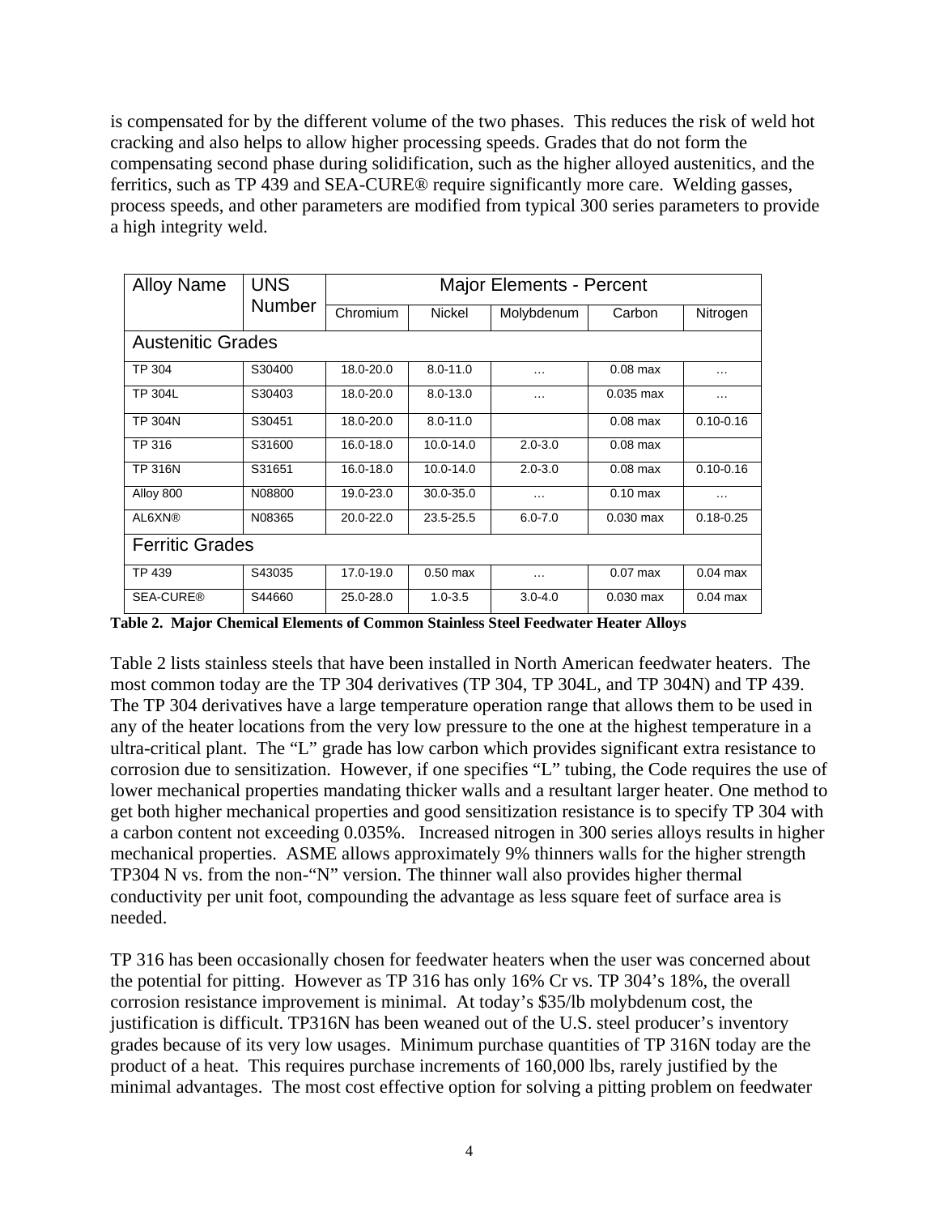is compensated for by the different volume of the two phases. This reduces the risk of weld hot cracking and also helps to allow higher processing speeds. Grades that do not form the compensating second phase during solidification, such as the higher alloyed austenitics, and the ferritics, such as TP 439 and SEA-CURE® require significantly more care. Welding gasses, process speeds, and other parameters are modified from typical 300 series parameters to provide a high integrity weld.

| Alloy Name | UNS Number | Major Elements - Percent | | | | |
|---|---|---|---|---|---|---|
| | | Chromium | Nickel | Molybdenum | Carbon | Nitrogen |
| **Austenitic Grades** | | | | | | |
| TP 304 | S30400 | 18.0-20.0 | 8.0-11.0 | … | 0.08 max | … |
| TP 304L | S30403 | 18.0-20.0 | 8.0-13.0 | … | 0.035 max | … |
| TP 304N | S30451 | 18.0-20.0 | 8.0-11.0 | | 0.08 max | 0.10-0.16 |
| TP 316 | S31600 | 16.0-18.0 | 10.0-14.0 | 2.0-3.0 | 0.08 max | |
| TP 316N | S31651 | 16.0-18.0 | 10.0-14.0 | 2.0-3.0 | 0.08 max | 0.10-0.16 |
| Alloy 800 | N08800 | 19.0-23.0 | 30.0-35.0 | … | 0.10 max | … |
| AL6XN® | N08365 | 20.0-22.0 | 23.5-25.5 | 6.0-7.0 | 0.030 max | 0.18-0.25 |
| **Ferritic Grades** | | | | | | |
| TP 439 | S43035 | 17.0-19.0 | 0.50 max | … | 0.07 max | 0.04 max |
| SEA-CURE® | S44660 | 25.0-28.0 | 1.0-3.5 | 3.0-4.0 | 0.030 max | 0.04 max |

**Table 2. Major Chemical Elements of Common Stainless Steel Feedwater Heater Alloys**

Table 2 lists stainless steels that have been installed in North American feedwater heaters. The most common today are the TP 304 derivatives (TP 304, TP 304L, and TP 304N) and TP 439. The TP 304 derivatives have a large temperature operation range that allows them to be used in any of the heater locations from the very low pressure to the one at the highest temperature in a ultra-critical plant. The "L" grade has low carbon which provides significant extra resistance to corrosion due to sensitization. However, if one specifies "L" tubing, the Code requires the use of lower mechanical properties mandating thicker walls and a resultant larger heater. One method to get both higher mechanical properties and good sensitization resistance is to specify TP 304 with a carbon content not exceeding 0.035%. Increased nitrogen in 300 series alloys results in higher mechanical properties. ASME allows approximately 9% thinners walls for the higher strength TP304 N vs. from the non-"N" version. The thinner wall also provides higher thermal conductivity per unit foot, compounding the advantage as less square feet of surface area is needed.

TP 316 has been occasionally chosen for feedwater heaters when the user was concerned about the potential for pitting. However as TP 316 has only 16% Cr vs. TP 304's 18%, the overall corrosion resistance improvement is minimal. At today's $35/lb molybdenum cost, the justification is difficult. TP316N has been weaned out of the U.S. steel producer's inventory grades because of its very low usages. Minimum purchase quantities of TP 316N today are the product of a heat. This requires purchase increments of 160,000 lbs, rarely justified by the minimal advantages. The most cost effective option for solving a pitting problem on feedwater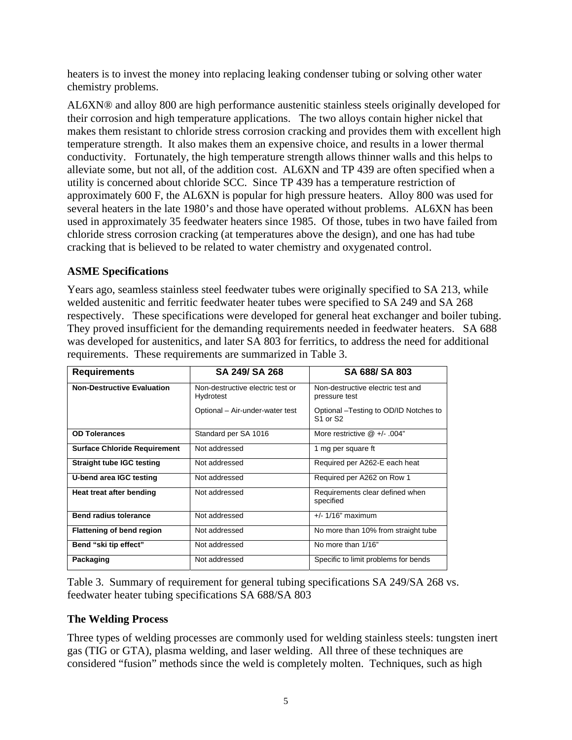heaters is to invest the money into replacing leaking condenser tubing or solving other water chemistry problems.

AL6XN® and alloy 800 are high performance austenitic stainless steels originally developed for their corrosion and high temperature applications. The two alloys contain higher nickel that makes them resistant to chloride stress corrosion cracking and provides them with excellent high temperature strength. It also makes them an expensive choice, and results in a lower thermal conductivity. Fortunately, the high temperature strength allows thinner walls and this helps to alleviate some, but not all, of the addition cost. AL6XN and TP 439 are often specified when a utility is concerned about chloride SCC. Since TP 439 has a temperature restriction of approximately 600 F, the AL6XN is popular for high pressure heaters. Alloy 800 was used for several heaters in the late 1980's and those have operated without problems. AL6XN has been used in approximately 35 feedwater heaters since 1985. Of those, tubes in two have failed from chloride stress corrosion cracking (at temperatures above the design), and one has had tube cracking that is believed to be related to water chemistry and oxygenated control.

### ASME Specifications

Years ago, seamless stainless steel feedwater tubes were originally specified to SA 213, while welded austenitic and ferritic feedwater heater tubes were specified to SA 249 and SA 268 respectively. These specifications were developed for general heat exchanger and boiler tubing. They proved insufficient for the demanding requirements needed in feedwater heaters. SA 688 was developed for austenitics, and later SA 803 for ferritics, to address the need for additional requirements. These requirements are summarized in Table 3.

| Requirements | SA 249/ SA 268 | SA 688/ SA 803 |
|---|---|---|
| **Non-Destructive Evaluation** | Non-destructive electric test or Hydrotest<br><br>Optional – Air-under-water test | Non-destructive electric test and pressure test<br><br>Optional –Testing to OD/ID Notches to S1 or S2 |
| **OD Tolerances** | Standard per SA 1016 | More restrictive @ +/- .004" |
| **Surface Chloride Requirement** | Not addressed | 1 mg per square ft |
| **Straight tube IGC testing** | Not addressed | Required per A262-E each heat |
| **U-bend area IGC testing** | Not addressed | Required per A262 on Row 1 |
| **Heat treat after bending** | Not addressed | Requirements clear defined when specified |
| **Bend radius tolerance** | Not addressed | +/- 1/16" maximum |
| **Flattening of bend region** | Not addressed | No more than 10% from straight tube |
| **Bend "ski tip effect"** | Not addressed | No more than 1/16" |
| **Packaging** | Not addressed | Specific to limit problems for bends |

Table 3. Summary of requirement for general tubing specifications SA 249/SA 268 vs. feedwater heater tubing specifications SA 688/SA 803

### The Welding Process

Three types of welding processes are commonly used for welding stainless steels: tungsten inert gas (TIG or GTA), plasma welding, and laser welding. All three of these techniques are considered "fusion" methods since the weld is completely molten. Techniques, such as high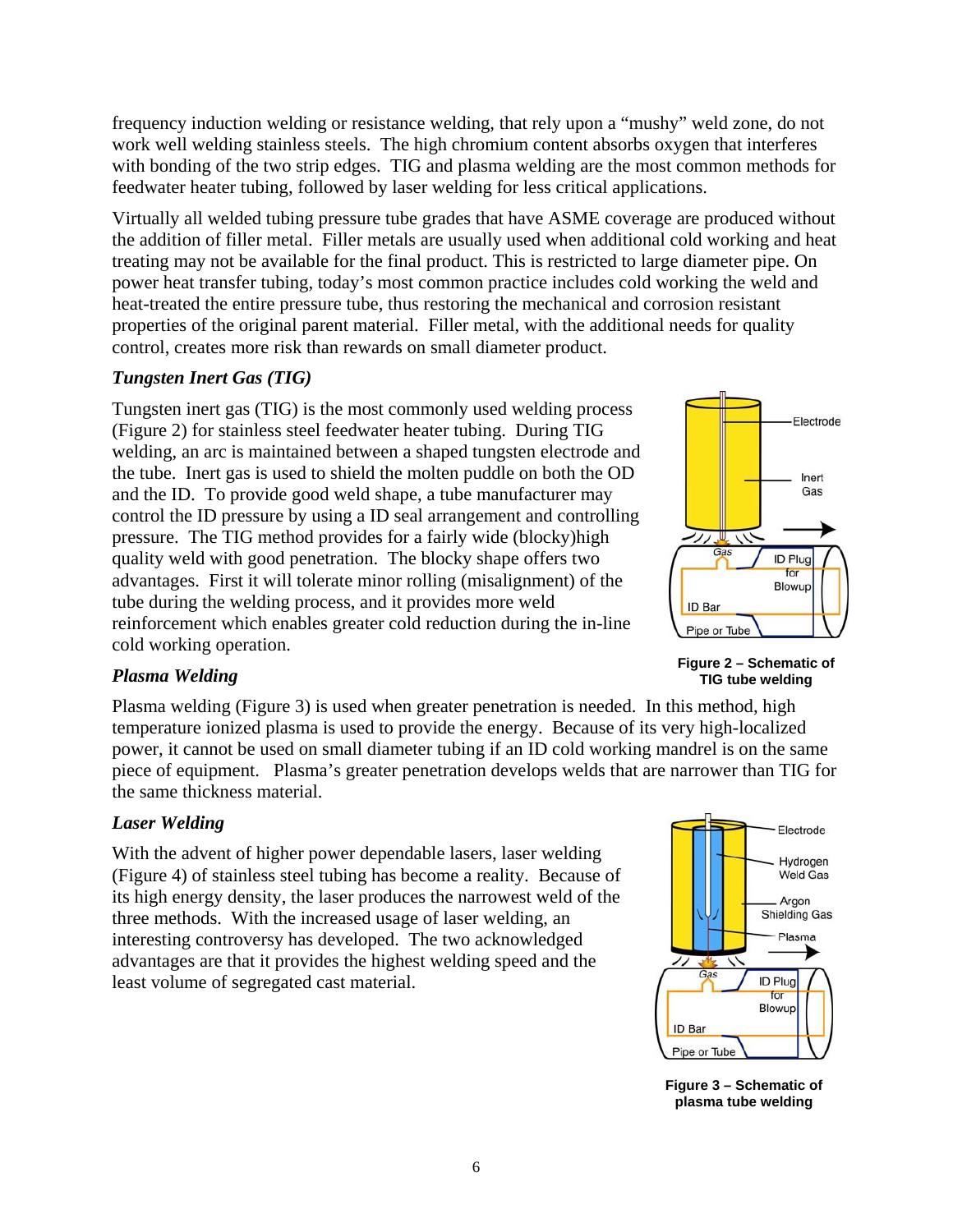frequency induction welding or resistance welding, that rely upon a "mushy" weld zone, do not work well welding stainless steels. The high chromium content absorbs oxygen that interferes with bonding of the two strip edges. TIG and plasma welding are the most common methods for feedwater heater tubing, followed by laser welding for less critical applications.

Virtually all welded tubing pressure tube grades that have ASME coverage are produced without the addition of filler metal. Filler metals are usually used when additional cold working and heat treating may not be available for the final product. This is restricted to large diameter pipe. On power heat transfer tubing, today's most common practice includes cold working the weld and heat-treated the entire pressure tube, thus restoring the mechanical and corrosion resistant properties of the original parent material. Filler metal, with the additional needs for quality control, creates more risk than rewards on small diameter product.

### *Tungsten Inert Gas (TIG)*

Tungsten inert gas (TIG) is the most commonly used welding process (Figure 2) for stainless steel feedwater heater tubing. During TIG welding, an arc is maintained between a shaped tungsten electrode and the tube. Inert gas is used to shield the molten puddle on both the OD and the ID. To provide good weld shape, a tube manufacturer may control the ID pressure by using a ID seal arrangement and controlling pressure. The TIG method provides for a fairly wide (blocky)high quality weld with good penetration. The blocky shape offers two advantages. First it will tolerate minor rolling (misalignment) of the tube during the welding process, and it provides more weld reinforcement which enables greater cold reduction during the in-line cold working operation.

Electrode

Inert Gas

Gas

ID Plug for Blowup

ID Bar

Pipe or Tube

**Figure 2 – Schematic of TIG tube welding**

### *Plasma Welding*

Plasma welding (Figure 3) is used when greater penetration is needed. In this method, high temperature ionized plasma is used to provide the energy. Because of its very high-localized power, it cannot be used on small diameter tubing if an ID cold working mandrel is on the same piece of equipment. Plasma's greater penetration develops welds that are narrower than TIG for the same thickness material.

### *Laser Welding*

With the advent of higher power dependable lasers, laser welding (Figure 4) of stainless steel tubing has become a reality. Because of its high energy density, the laser produces the narrowest weld of the three methods. With the increased usage of laser welding, an interesting controversy has developed. The two acknowledged advantages are that it provides the highest welding speed and the least volume of segregated cast material.

Electrode

Hydrogen Weld Gas

Argon Shielding Gas

Plasma

Gas

ID Plug for Blowup

ID Bar

Pipe or Tube

**Figure 3 – Schematic of plasma tube welding**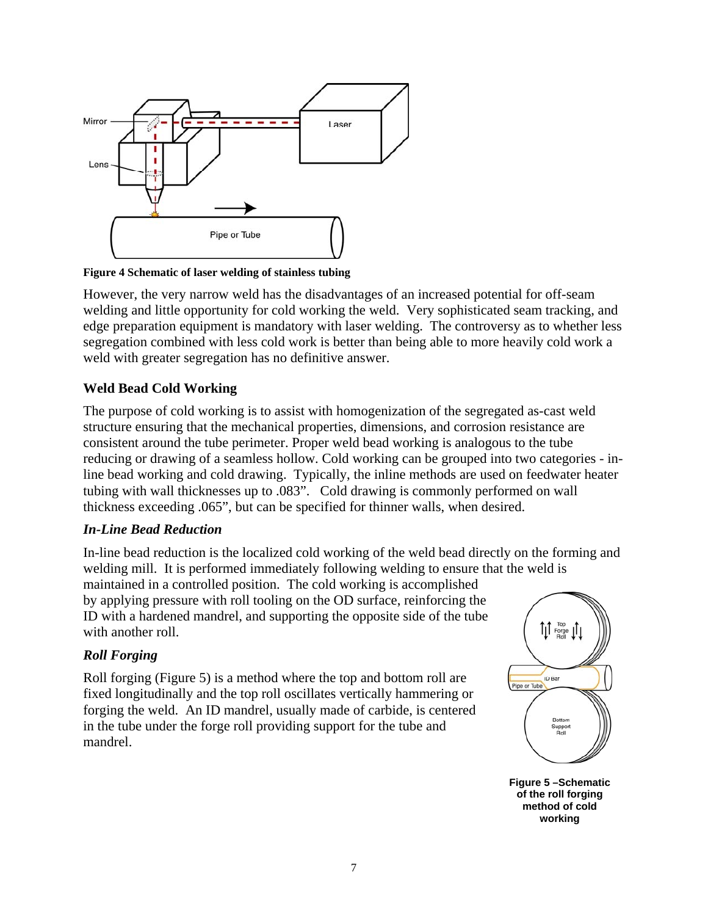**Figure 4 Schematic of laser welding of stainless tubing**

However, the very narrow weld has the disadvantages of an increased potential for off-seam welding and little opportunity for cold working the weld. Very sophisticated seam tracking, and edge preparation equipment is mandatory with laser welding. The controversy as to whether less segregation combined with less cold work is better than being able to more heavily cold work a weld with greater segregation has no definitive answer.

### Weld Bead Cold Working

The purpose of cold working is to assist with homogenization of the segregated as-cast weld structure ensuring that the mechanical properties, dimensions, and corrosion resistance are consistent around the tube perimeter. Proper weld bead working is analogous to the tube reducing or drawing of a seamless hollow. Cold working can be grouped into two categories - in-line bead working and cold drawing. Typically, the inline methods are used on feedwater heater tubing with wall thicknesses up to .083". Cold drawing is commonly performed on wall thickness exceeding .065", but can be specified for thinner walls, when desired.

#### *In-Line Bead Reduction*

In-line bead reduction is the localized cold working of the weld bead directly on the forming and welding mill. It is performed immediately following welding to ensure that the weld is maintained in a controlled position. The cold working is accomplished by applying pressure with roll tooling on the OD surface, reinforcing the ID with a hardened mandrel, and supporting the opposite side of the tube with another roll.

#### *Roll Forging*

Roll forging (Figure 5) is a method where the top and bottom roll are fixed longitudinally and the top roll oscillates vertically hammering or forging the weld. An ID mandrel, usually made of carbide, is centered in the tube under the forge roll providing support for the tube and mandrel.

**Figure 5 –Schematic of the roll forging method of cold working**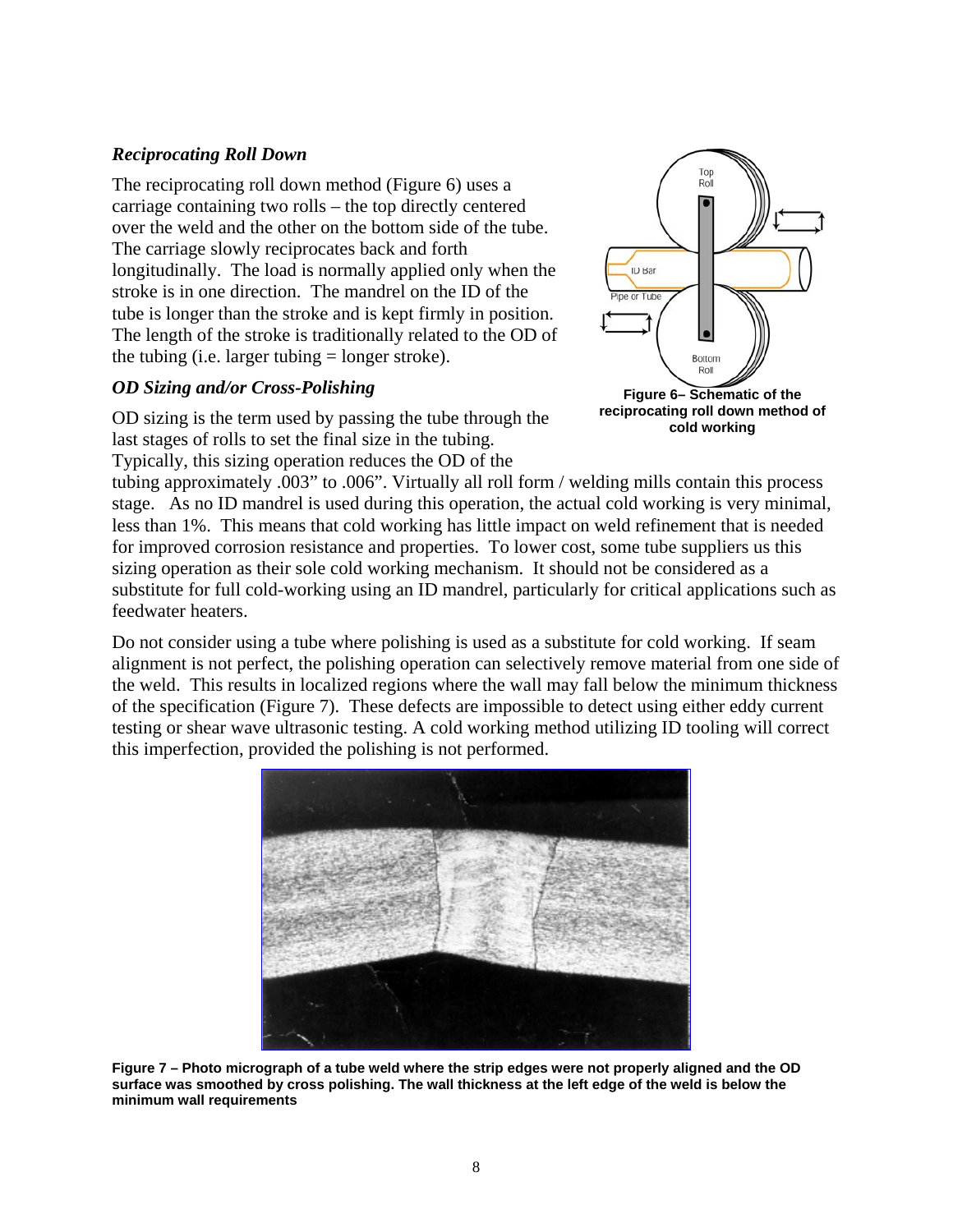### *Reciprocating Roll Down*

The reciprocating roll down method (Figure 6) uses a carriage containing two rolls – the top directly centered over the weld and the other on the bottom side of the tube. The carriage slowly reciprocates back and forth longitudinally. The load is normally applied only when the stroke is in one direction. The mandrel on the ID of the tube is longer than the stroke and is kept firmly in position. The length of the stroke is traditionally related to the OD of the tubing (i.e. larger tubing = longer stroke).

**Figure 6– Schematic of the reciprocating roll down method of cold working**

### *OD Sizing and/or Cross-Polishing*

OD sizing is the term used by passing the tube through the last stages of rolls to set the final size in the tubing. Typically, this sizing operation reduces the OD of the tubing approximately .003" to .006". Virtually all roll form / welding mills contain this process stage. As no ID mandrel is used during this operation, the actual cold working is very minimal, less than 1%. This means that cold working has little impact on weld refinement that is needed for improved corrosion resistance and properties. To lower cost, some tube suppliers us this sizing operation as their sole cold working mechanism. It should not be considered as a substitute for full cold-working using an ID mandrel, particularly for critical applications such as feedwater heaters.

Do not consider using a tube where polishing is used as a substitute for cold working. If seam alignment is not perfect, the polishing operation can selectively remove material from one side of the weld. This results in localized regions where the wall may fall below the minimum thickness of the specification (Figure 7). These defects are impossible to detect using either eddy current testing or shear wave ultrasonic testing. A cold working method utilizing ID tooling will correct this imperfection, provided the polishing is not performed.

**Figure 7 – Photo micrograph of a tube weld where the strip edges were not properly aligned and the OD surface was smoothed by cross polishing. The wall thickness at the left edge of the weld is below the minimum wall requirements**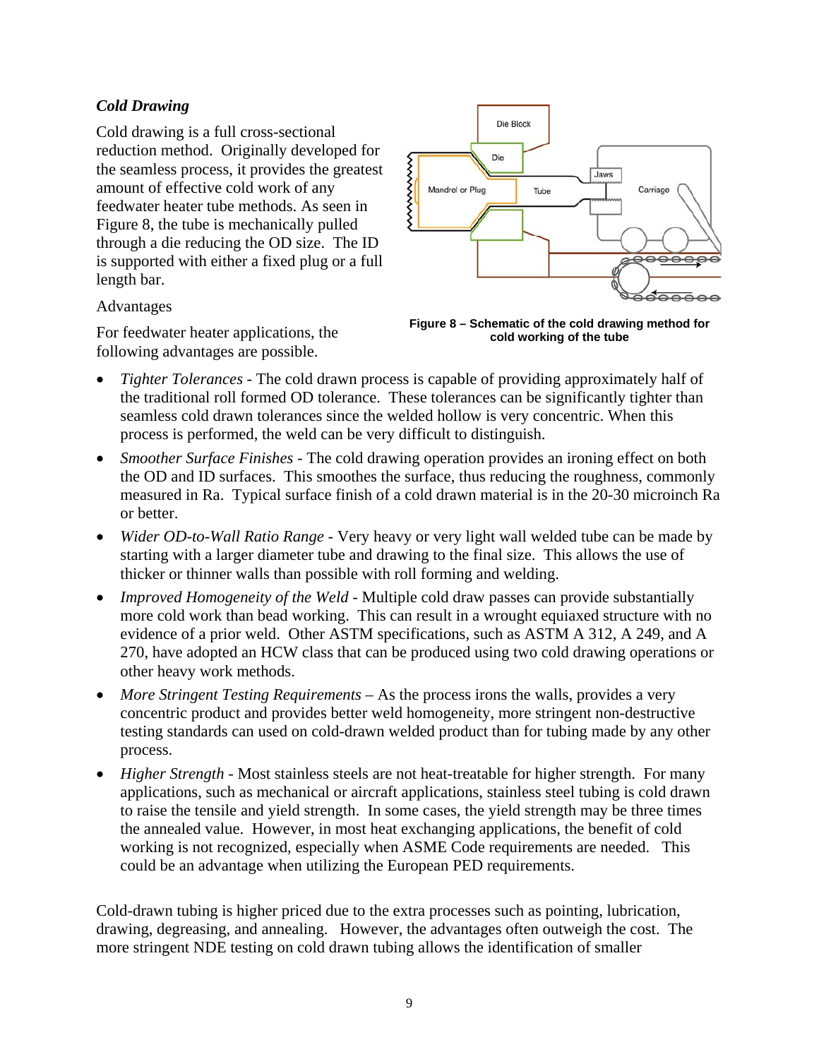### *Cold Drawing*

Cold drawing is a full cross-sectional reduction method. Originally developed for the seamless process, it provides the greatest amount of effective cold work of any feedwater heater tube methods. As seen in Figure 8, the tube is mechanically pulled through a die reducing the OD size. The ID is supported with either a fixed plug or a full length bar.

**Figure 8 – Schematic of the cold drawing method for cold working of the tube**

Advantages

For feedwater heater applications, the following advantages are possible.

- *Tighter Tolerances* - The cold drawn process is capable of providing approximately half of the traditional roll formed OD tolerance. These tolerances can be significantly tighter than seamless cold drawn tolerances since the welded hollow is very concentric. When this process is performed, the weld can be very difficult to distinguish.
- *Smoother Surface Finishes* - The cold drawing operation provides an ironing effect on both the OD and ID surfaces. This smoothes the surface, thus reducing the roughness, commonly measured in Ra. Typical surface finish of a cold drawn material is in the 20-30 microinch Ra or better.
- *Wider OD-to-Wall Ratio Range* - Very heavy or very light wall welded tube can be made by starting with a larger diameter tube and drawing to the final size. This allows the use of thicker or thinner walls than possible with roll forming and welding.
- *Improved Homogeneity of the Weld* - Multiple cold draw passes can provide substantially more cold work than bead working. This can result in a wrought equiaxed structure with no evidence of a prior weld. Other ASTM specifications, such as ASTM A 312, A 249, and A 270, have adopted an HCW class that can be produced using two cold drawing operations or other heavy work methods.
- *More Stringent Testing Requirements* – As the process irons the walls, provides a very concentric product and provides better weld homogeneity, more stringent non-destructive testing standards can used on cold-drawn welded product than for tubing made by any other process.
- *Higher Strength* - Most stainless steels are not heat-treatable for higher strength. For many applications, such as mechanical or aircraft applications, stainless steel tubing is cold drawn to raise the tensile and yield strength. In some cases, the yield strength may be three times the annealed value. However, in most heat exchanging applications, the benefit of cold working is not recognized, especially when ASME Code requirements are needed. This could be an advantage when utilizing the European PED requirements.

Cold-drawn tubing is higher priced due to the extra processes such as pointing, lubrication, drawing, degreasing, and annealing. However, the advantages often outweigh the cost. The more stringent NDE testing on cold drawn tubing allows the identification of smaller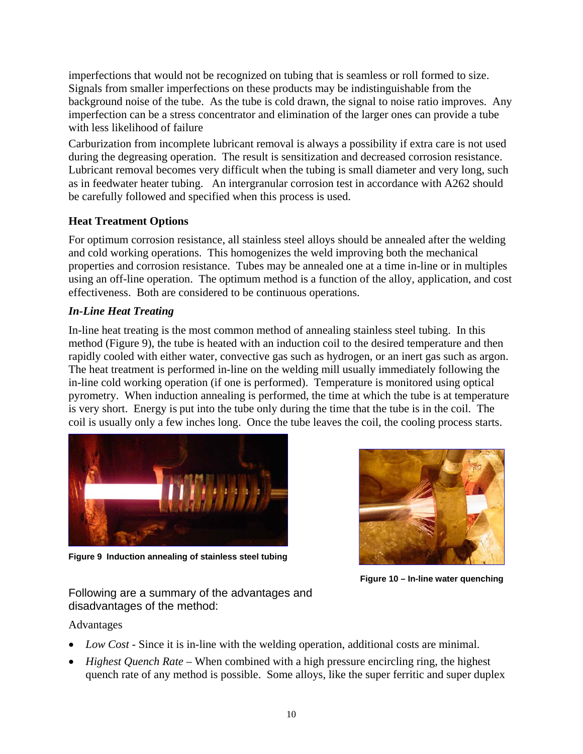imperfections that would not be recognized on tubing that is seamless or roll formed to size. Signals from smaller imperfections on these products may be indistinguishable from the background noise of the tube. As the tube is cold drawn, the signal to noise ratio improves. Any imperfection can be a stress concentrator and elimination of the larger ones can provide a tube with less likelihood of failure

Carburization from incomplete lubricant removal is always a possibility if extra care is not used during the degreasing operation. The result is sensitization and decreased corrosion resistance. Lubricant removal becomes very difficult when the tubing is small diameter and very long, such as in feedwater heater tubing. An intergranular corrosion test in accordance with A262 should be carefully followed and specified when this process is used.

### Heat Treatment Options

For optimum corrosion resistance, all stainless steel alloys should be annealed after the welding and cold working operations. This homogenizes the weld improving both the mechanical properties and corrosion resistance. Tubes may be annealed one at a time in-line or in multiples using an off-line operation. The optimum method is a function of the alloy, application, and cost effectiveness. Both are considered to be continuous operations.

#### *In-Line Heat Treating*

In-line heat treating is the most common method of annealing stainless steel tubing. In this method (Figure 9), the tube is heated with an induction coil to the desired temperature and then rapidly cooled with either water, convective gas such as hydrogen, or an inert gas such as argon. The heat treatment is performed in-line on the welding mill usually immediately following the in-line cold working operation (if one is performed). Temperature is monitored using optical pyrometry. When induction annealing is performed, the time at which the tube is at temperature is very short. Energy is put into the tube only during the time that the tube is in the coil. The coil is usually only a few inches long. Once the tube leaves the coil, the cooling process starts.

**Figure 9 Induction annealing of stainless steel tubing**

**Figure 10 – In-line water quenching**

Following are a summary of the advantages and disadvantages of the method:

Advantages

- *Low Cost* - Since it is in-line with the welding operation, additional costs are minimal.
- *Highest Quench Rate* – When combined with a high pressure encircling ring, the highest quench rate of any method is possible. Some alloys, like the super ferritic and super duplex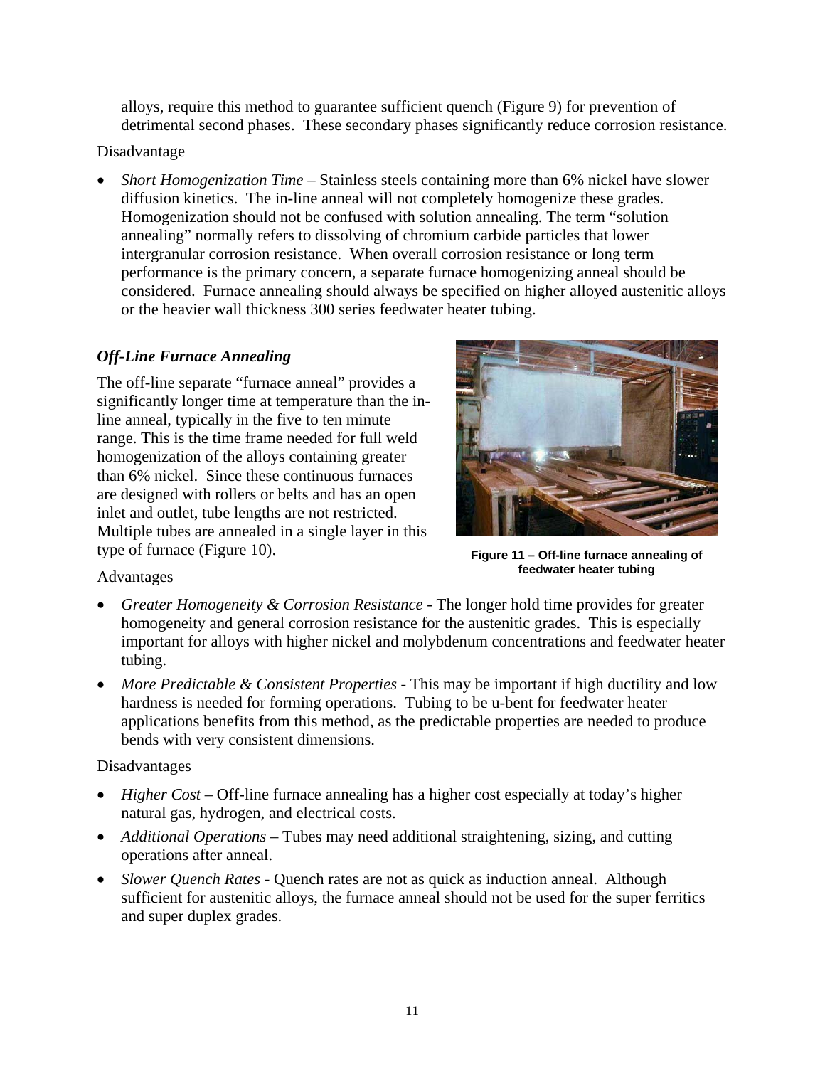alloys, require this method to guarantee sufficient quench (Figure 9) for prevention of detrimental second phases. These secondary phases significantly reduce corrosion resistance.

Disadvantage

- *Short Homogenization Time* – Stainless steels containing more than 6% nickel have slower diffusion kinetics. The in-line anneal will not completely homogenize these grades. Homogenization should not be confused with solution annealing. The term "solution annealing" normally refers to dissolving of chromium carbide particles that lower intergranular corrosion resistance. When overall corrosion resistance or long term performance is the primary concern, a separate furnace homogenizing anneal should be considered. Furnace annealing should always be specified on higher alloyed austenitic alloys or the heavier wall thickness 300 series feedwater heater tubing.

### *Off-Line Furnace Annealing*

The off-line separate "furnace anneal" provides a significantly longer time at temperature than the in-line anneal, typically in the five to ten minute range. This is the time frame needed for full weld homogenization of the alloys containing greater than 6% nickel. Since these continuous furnaces are designed with rollers or belts and has an open inlet and outlet, tube lengths are not restricted. Multiple tubes are annealed in a single layer in this type of furnace (Figure 10).

**Figure 11 – Off-line furnace annealing of feedwater heater tubing**

Advantages

- *Greater Homogeneity & Corrosion Resistance* - The longer hold time provides for greater homogeneity and general corrosion resistance for the austenitic grades. This is especially important for alloys with higher nickel and molybdenum concentrations and feedwater heater tubing.
- *More Predictable & Consistent Properties* - This may be important if high ductility and low hardness is needed for forming operations. Tubing to be u-bent for feedwater heater applications benefits from this method, as the predictable properties are needed to produce bends with very consistent dimensions.

Disadvantages

- *Higher Cost* – Off-line furnace annealing has a higher cost especially at today's higher natural gas, hydrogen, and electrical costs.
- *Additional Operations* – Tubes may need additional straightening, sizing, and cutting operations after anneal.
- *Slower Quench Rates* - Quench rates are not as quick as induction anneal. Although sufficient for austenitic alloys, the furnace anneal should not be used for the super ferritics and super duplex grades.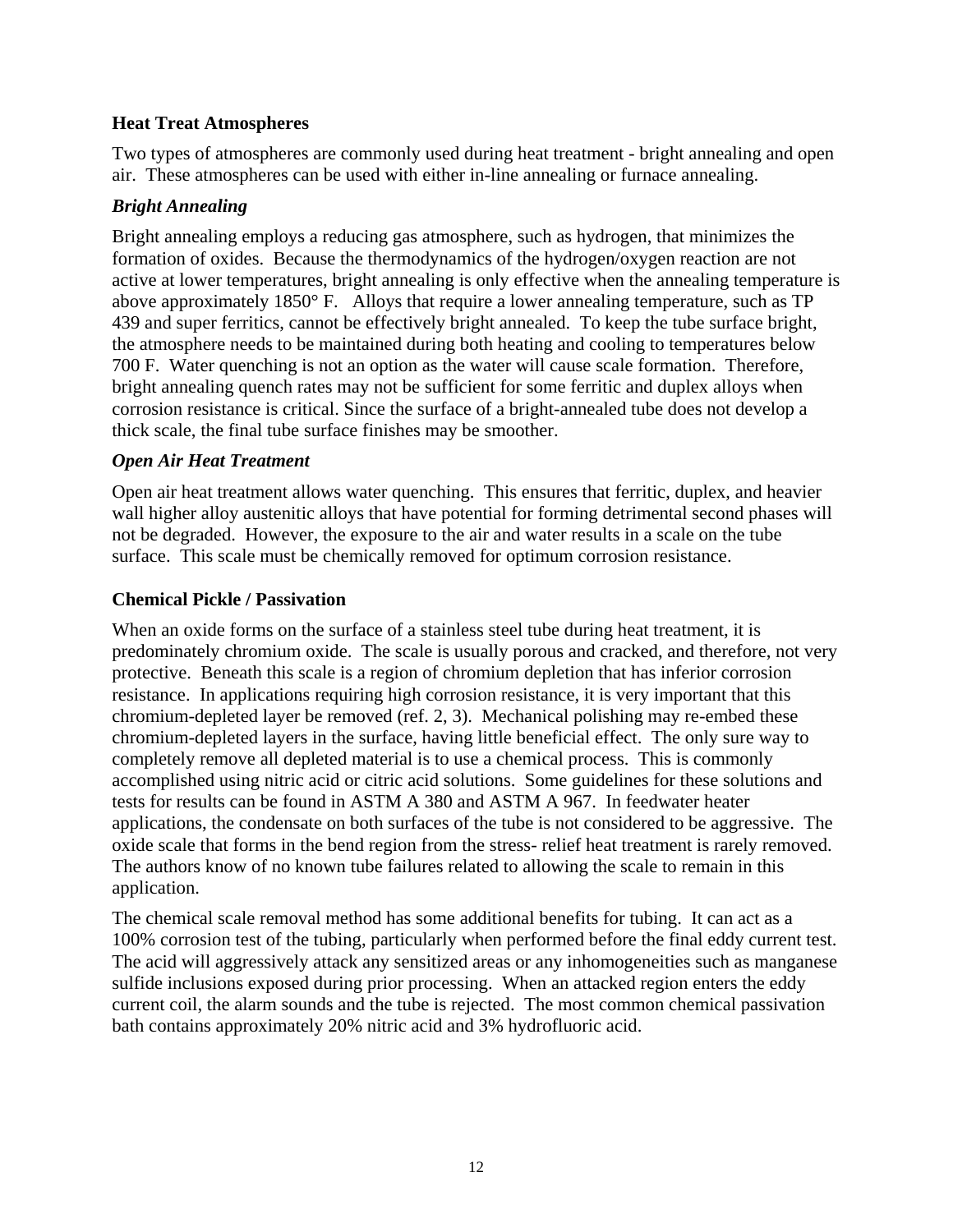## Heat Treat Atmospheres

Two types of atmospheres are commonly used during heat treatment - bright annealing and open air. These atmospheres can be used with either in-line annealing or furnace annealing.

### *Bright Annealing*

Bright annealing employs a reducing gas atmosphere, such as hydrogen, that minimizes the formation of oxides. Because the thermodynamics of the hydrogen/oxygen reaction are not active at lower temperatures, bright annealing is only effective when the annealing temperature is above approximately 1850° F. Alloys that require a lower annealing temperature, such as TP 439 and super ferritics, cannot be effectively bright annealed. To keep the tube surface bright, the atmosphere needs to be maintained during both heating and cooling to temperatures below 700 F. Water quenching is not an option as the water will cause scale formation. Therefore, bright annealing quench rates may not be sufficient for some ferritic and duplex alloys when corrosion resistance is critical. Since the surface of a bright-annealed tube does not develop a thick scale, the final tube surface finishes may be smoother.

### *Open Air Heat Treatment*

Open air heat treatment allows water quenching. This ensures that ferritic, duplex, and heavier wall higher alloy austenitic alloys that have potential for forming detrimental second phases will not be degraded. However, the exposure to the air and water results in a scale on the tube surface. This scale must be chemically removed for optimum corrosion resistance.

## Chemical Pickle / Passivation

When an oxide forms on the surface of a stainless steel tube during heat treatment, it is predominately chromium oxide. The scale is usually porous and cracked, and therefore, not very protective. Beneath this scale is a region of chromium depletion that has inferior corrosion resistance. In applications requiring high corrosion resistance, it is very important that this chromium-depleted layer be removed (ref. 2, 3). Mechanical polishing may re-embed these chromium-depleted layers in the surface, having little beneficial effect. The only sure way to completely remove all depleted material is to use a chemical process. This is commonly accomplished using nitric acid or citric acid solutions. Some guidelines for these solutions and tests for results can be found in ASTM A 380 and ASTM A 967. In feedwater heater applications, the condensate on both surfaces of the tube is not considered to be aggressive. The oxide scale that forms in the bend region from the stress- relief heat treatment is rarely removed. The authors know of no known tube failures related to allowing the scale to remain in this application.

The chemical scale removal method has some additional benefits for tubing. It can act as a 100% corrosion test of the tubing, particularly when performed before the final eddy current test. The acid will aggressively attack any sensitized areas or any inhomogeneities such as manganese sulfide inclusions exposed during prior processing. When an attacked region enters the eddy current coil, the alarm sounds and the tube is rejected. The most common chemical passivation bath contains approximately 20% nitric acid and 3% hydrofluoric acid.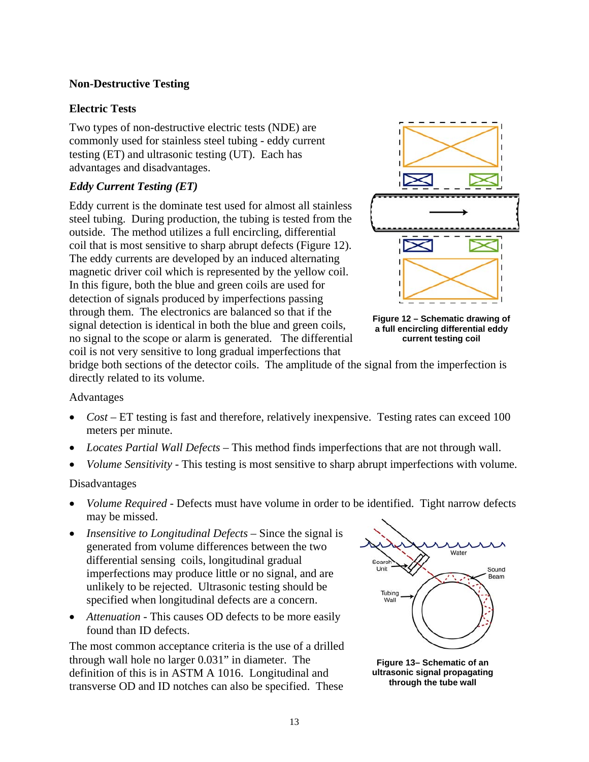### Non-Destructive Testing

#### Electric Tests

Two types of non-destructive electric tests (NDE) are commonly used for stainless steel tubing - eddy current testing (ET) and ultrasonic testing (UT). Each has advantages and disadvantages.

#### *Eddy Current Testing (ET)*

Eddy current is the dominate test used for almost all stainless steel tubing. During production, the tubing is tested from the outside. The method utilizes a full encircling, differential coil that is most sensitive to sharp abrupt defects (Figure 12). The eddy currents are developed by an induced alternating magnetic driver coil which is represented by the yellow coil. In this figure, both the blue and green coils are used for detection of signals produced by imperfections passing through them. The electronics are balanced so that if the signal detection is identical in both the blue and green coils, no signal to the scope or alarm is generated. The differential coil is not very sensitive to long gradual imperfections that bridge both sections of the detector coils. The amplitude of the signal from the imperfection is directly related to its volume.

**Figure 12 – Schematic drawing of a full encircling differential eddy current testing coil**

Advantages

- *Cost* – ET testing is fast and therefore, relatively inexpensive. Testing rates can exceed 100 meters per minute.
- *Locates Partial Wall Defects* – This method finds imperfections that are not through wall.
- *Volume Sensitivity* - This testing is most sensitive to sharp abrupt imperfections with volume.

Disadvantages

- *Volume Required* - Defects must have volume in order to be identified. Tight narrow defects may be missed.
- *Insensitive to Longitudinal Defects* – Since the signal is generated from volume differences between the two differential sensing coils, longitudinal gradual imperfections may produce little or no signal, and are unlikely to be rejected. Ultrasonic testing should be specified when longitudinal defects are a concern.
- *Attenuation* - This causes OD defects to be more easily found than ID defects.

The most common acceptance criteria is the use of a drilled through wall hole no larger 0.031" in diameter. The definition of this is in ASTM A 1016. Longitudinal and transverse OD and ID notches can also be specified. These

**Figure 13– Schematic of an ultrasonic signal propagating through the tube wall**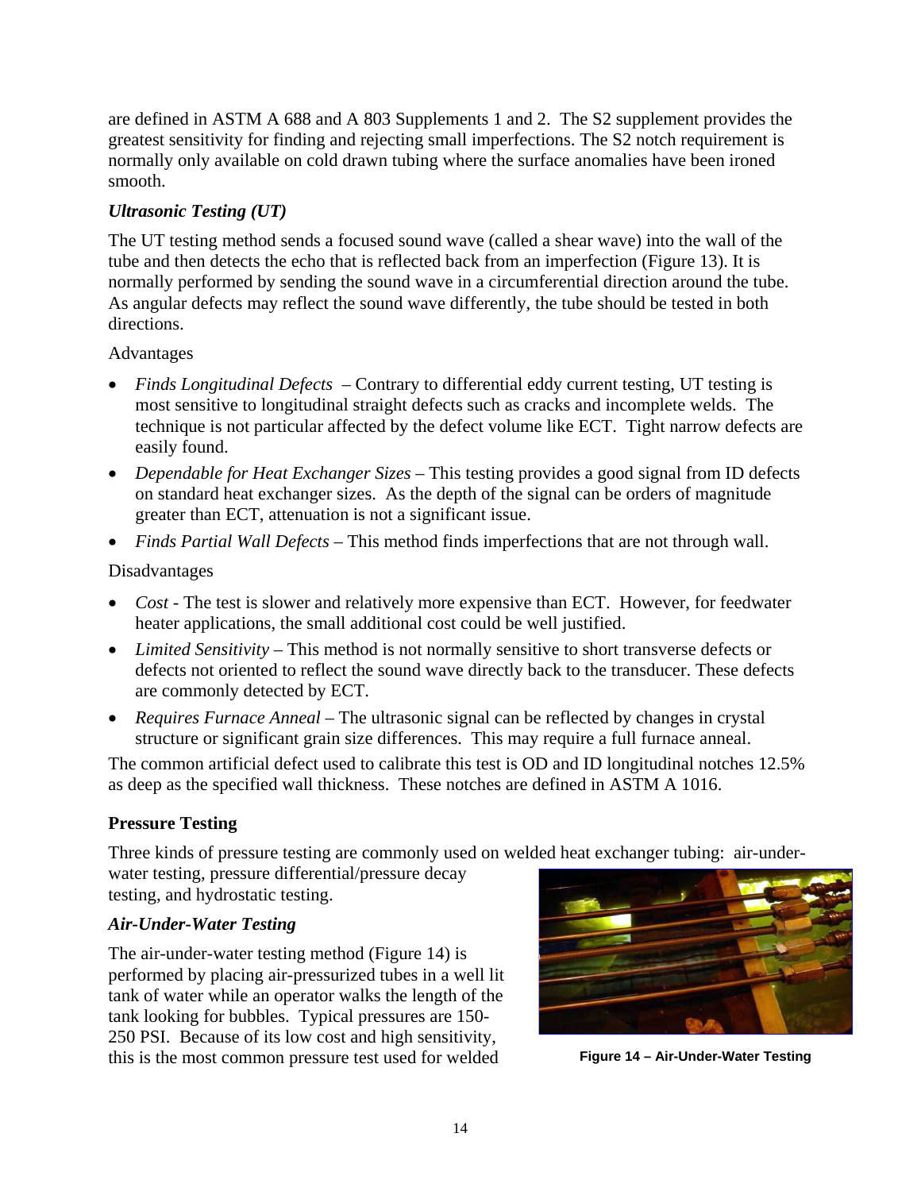are defined in ASTM A 688 and A 803 Supplements 1 and 2. The S2 supplement provides the greatest sensitivity for finding and rejecting small imperfections. The S2 notch requirement is normally only available on cold drawn tubing where the surface anomalies have been ironed smooth.

### *Ultrasonic Testing (UT)*

The UT testing method sends a focused sound wave (called a shear wave) into the wall of the tube and then detects the echo that is reflected back from an imperfection (Figure 13). It is normally performed by sending the sound wave in a circumferential direction around the tube. As angular defects may reflect the sound wave differently, the tube should be tested in both directions.

Advantages

- *Finds Longitudinal Defects* – Contrary to differential eddy current testing, UT testing is most sensitive to longitudinal straight defects such as cracks and incomplete welds. The technique is not particular affected by the defect volume like ECT. Tight narrow defects are easily found.
- *Dependable for Heat Exchanger Sizes* – This testing provides a good signal from ID defects on standard heat exchanger sizes. As the depth of the signal can be orders of magnitude greater than ECT, attenuation is not a significant issue.
- *Finds Partial Wall Defects* – This method finds imperfections that are not through wall.

Disadvantages

- *Cost* - The test is slower and relatively more expensive than ECT. However, for feedwater heater applications, the small additional cost could be well justified.
- *Limited Sensitivity* – This method is not normally sensitive to short transverse defects or defects not oriented to reflect the sound wave directly back to the transducer. These defects are commonly detected by ECT.
- *Requires Furnace Anneal* – The ultrasonic signal can be reflected by changes in crystal structure or significant grain size differences. This may require a full furnace anneal.

The common artificial defect used to calibrate this test is OD and ID longitudinal notches 12.5% as deep as the specified wall thickness. These notches are defined in ASTM A 1016.

## Pressure Testing

Three kinds of pressure testing are commonly used on welded heat exchanger tubing: air-under-water testing, pressure differential/pressure decay testing, and hydrostatic testing.

### *Air-Under-Water Testing*

The air-under-water testing method (Figure 14) is performed by placing air-pressurized tubes in a well lit tank of water while an operator walks the length of the tank looking for bubbles. Typical pressures are 150-250 PSI. Because of its low cost and high sensitivity, this is the most common pressure test used for welded

**Figure 14 – Air-Under-Water Testing**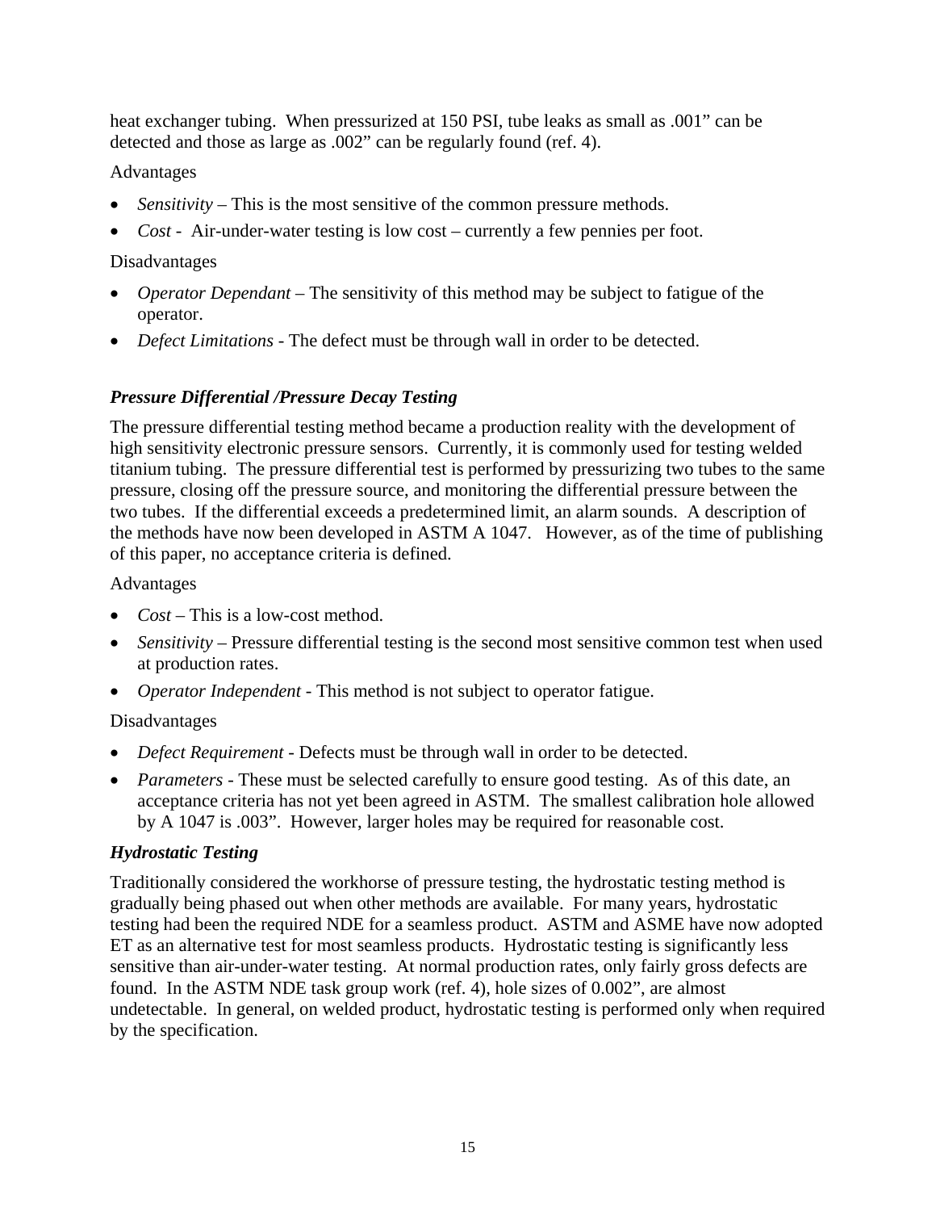heat exchanger tubing. When pressurized at 150 PSI, tube leaks as small as .001" can be detected and those as large as .002" can be regularly found (ref. 4).

Advantages

- *Sensitivity* – This is the most sensitive of the common pressure methods.
- *Cost* - Air-under-water testing is low cost – currently a few pennies per foot.

Disadvantages

- *Operator Dependant* – The sensitivity of this method may be subject to fatigue of the operator.
- *Defect Limitations* - The defect must be through wall in order to be detected.

### *Pressure Differential /Pressure Decay Testing*

The pressure differential testing method became a production reality with the development of high sensitivity electronic pressure sensors. Currently, it is commonly used for testing welded titanium tubing. The pressure differential test is performed by pressurizing two tubes to the same pressure, closing off the pressure source, and monitoring the differential pressure between the two tubes. If the differential exceeds a predetermined limit, an alarm sounds. A description of the methods have now been developed in ASTM A 1047. However, as of the time of publishing of this paper, no acceptance criteria is defined.

Advantages

- *Cost* – This is a low-cost method.
- *Sensitivity* – Pressure differential testing is the second most sensitive common test when used at production rates.
- *Operator Independent* - This method is not subject to operator fatigue.

Disadvantages

- *Defect Requirement* - Defects must be through wall in order to be detected.
- *Parameters* - These must be selected carefully to ensure good testing. As of this date, an acceptance criteria has not yet been agreed in ASTM. The smallest calibration hole allowed by A 1047 is .003". However, larger holes may be required for reasonable cost.

### *Hydrostatic Testing*

Traditionally considered the workhorse of pressure testing, the hydrostatic testing method is gradually being phased out when other methods are available. For many years, hydrostatic testing had been the required NDE for a seamless product. ASTM and ASME have now adopted ET as an alternative test for most seamless products. Hydrostatic testing is significantly less sensitive than air-under-water testing. At normal production rates, only fairly gross defects are found. In the ASTM NDE task group work (ref. 4), hole sizes of 0.002", are almost undetectable. In general, on welded product, hydrostatic testing is performed only when required by the specification.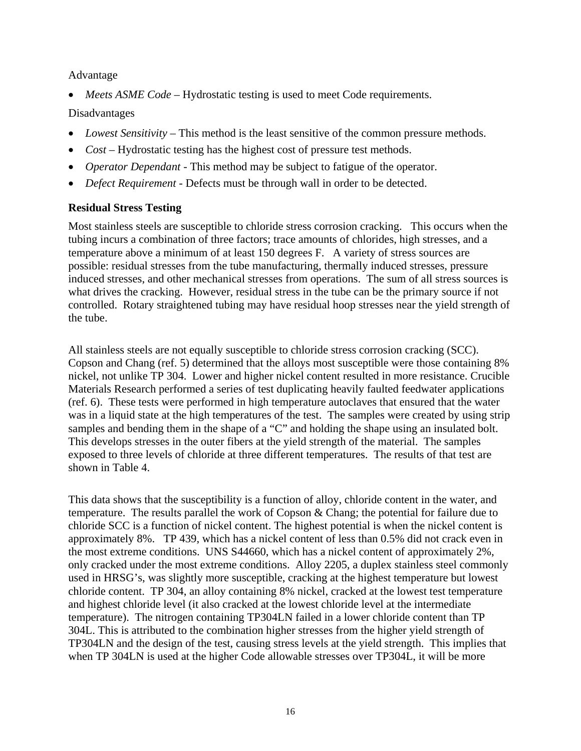Advantage

- *Meets ASME Code* – Hydrostatic testing is used to meet Code requirements.

Disadvantages

- *Lowest Sensitivity* – This method is the least sensitive of the common pressure methods.
- *Cost* – Hydrostatic testing has the highest cost of pressure test methods.
- *Operator Dependant* - This method may be subject to fatigue of the operator.
- *Defect Requirement* - Defects must be through wall in order to be detected.

### Residual Stress Testing

Most stainless steels are susceptible to chloride stress corrosion cracking. This occurs when the tubing incurs a combination of three factors; trace amounts of chlorides, high stresses, and a temperature above a minimum of at least 150 degrees F. A variety of stress sources are possible: residual stresses from the tube manufacturing, thermally induced stresses, pressure induced stresses, and other mechanical stresses from operations. The sum of all stress sources is what drives the cracking. However, residual stress in the tube can be the primary source if not controlled. Rotary straightened tubing may have residual hoop stresses near the yield strength of the tube.

All stainless steels are not equally susceptible to chloride stress corrosion cracking (SCC). Copson and Chang (ref. 5) determined that the alloys most susceptible were those containing 8% nickel, not unlike TP 304. Lower and higher nickel content resulted in more resistance. Crucible Materials Research performed a series of test duplicating heavily faulted feedwater applications (ref. 6). These tests were performed in high temperature autoclaves that ensured that the water was in a liquid state at the high temperatures of the test. The samples were created by using strip samples and bending them in the shape of a "C" and holding the shape using an insulated bolt. This develops stresses in the outer fibers at the yield strength of the material. The samples exposed to three levels of chloride at three different temperatures. The results of that test are shown in Table 4.

This data shows that the susceptibility is a function of alloy, chloride content in the water, and temperature. The results parallel the work of Copson & Chang; the potential for failure due to chloride SCC is a function of nickel content. The highest potential is when the nickel content is approximately 8%. TP 439, which has a nickel content of less than 0.5% did not crack even in the most extreme conditions. UNS S44660, which has a nickel content of approximately 2%, only cracked under the most extreme conditions. Alloy 2205, a duplex stainless steel commonly used in HRSG's, was slightly more susceptible, cracking at the highest temperature but lowest chloride content. TP 304, an alloy containing 8% nickel, cracked at the lowest test temperature and highest chloride level (it also cracked at the lowest chloride level at the intermediate temperature). The nitrogen containing TP304LN failed in a lower chloride content than TP 304L. This is attributed to the combination higher stresses from the higher yield strength of TP304LN and the design of the test, causing stress levels at the yield strength. This implies that when TP 304LN is used at the higher Code allowable stresses over TP304L, it will be more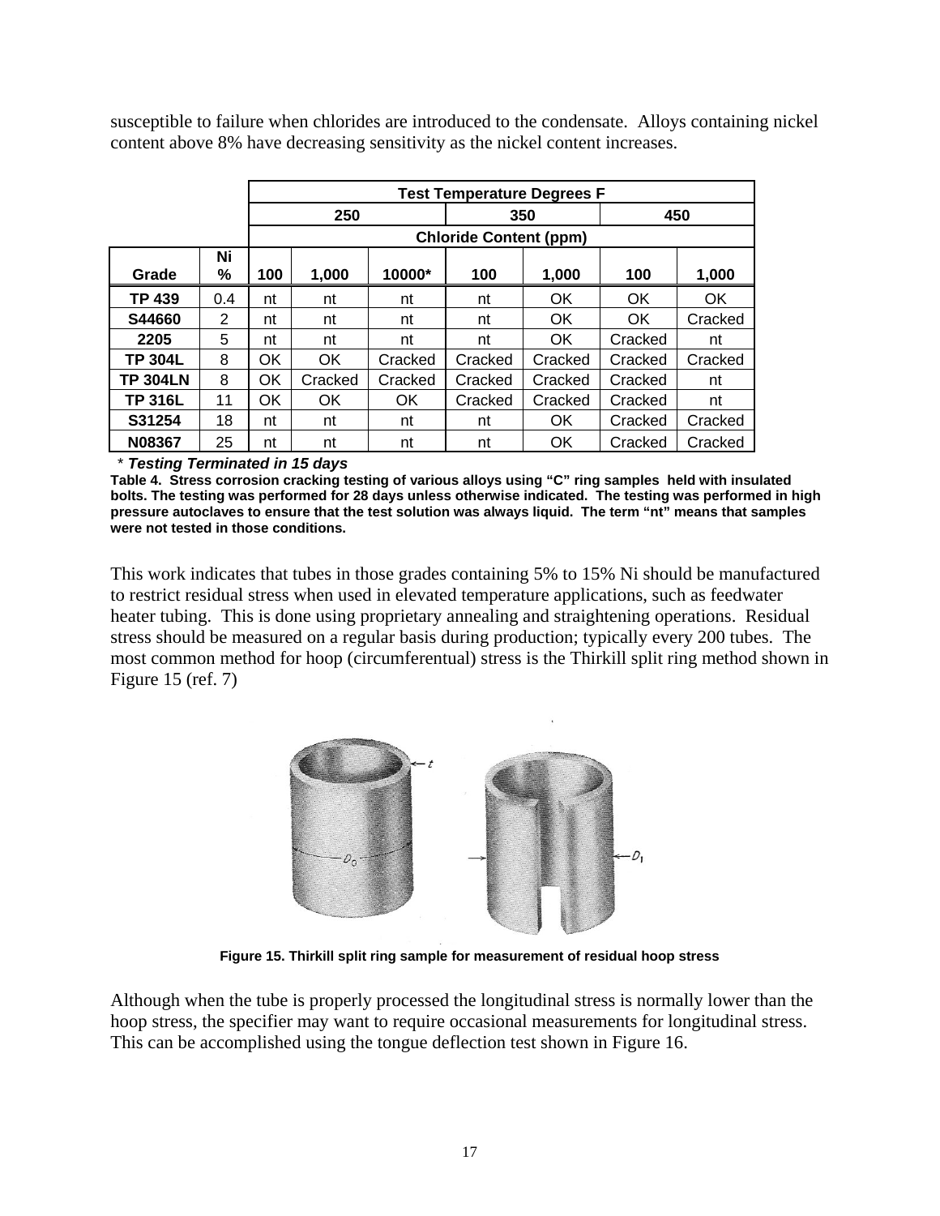susceptible to failure when chlorides are introduced to the condensate. Alloys containing nickel content above 8% have decreasing sensitivity as the nickel content increases.

| | | Test Temperature Degrees F | | | | | | |
|---|---|---|---|---|---|---|---|---|
| | | 250 | | | 350 | | 450 | |
| | | Chloride Content (ppm) | | | | | | |
| **Grade** | **Ni %** | **100** | **1,000** | **10000*** | **100** | **1,000** | **100** | **1,000** |
| **TP 439** | 0.4 | nt | nt | nt | nt | OK | OK | OK |
| **S44660** | 2 | nt | nt | nt | nt | OK | OK | Cracked |
| **2205** | 5 | nt | nt | nt | nt | OK | Cracked | nt |
| **TP 304L** | 8 | OK | OK | Cracked | Cracked | Cracked | Cracked | Cracked |
| **TP 304LN** | 8 | OK | Cracked | Cracked | Cracked | Cracked | Cracked | nt |
| **TP 316L** | 11 | OK | OK | OK | Cracked | Cracked | Cracked | nt |
| **S31254** | 18 | nt | nt | nt | nt | OK | Cracked | Cracked |
| **N08367** | 25 | nt | nt | nt | nt | OK | Cracked | Cracked |

\* ***Testing Terminated in 15 days***

**Table 4. Stress corrosion cracking testing of various alloys using "C" ring samples held with insulated bolts. The testing was performed for 28 days unless otherwise indicated. The testing was performed in high pressure autoclaves to ensure that the test solution was always liquid. The term "nt" means that samples were not tested in those conditions.**

This work indicates that tubes in those grades containing 5% to 15% Ni should be manufactured to restrict residual stress when used in elevated temperature applications, such as feedwater heater tubing. This is done using proprietary annealing and straightening operations. Residual stress should be measured on a regular basis during production; typically every 200 tubes. The most common method for hoop (circumferentual) stress is the Thirkill split ring method shown in Figure 15 (ref. 7)

**Figure 15. Thirkill split ring sample for measurement of residual hoop stress**

Although when the tube is properly processed the longitudinal stress is normally lower than the hoop stress, the specifier may want to require occasional measurements for longitudinal stress. This can be accomplished using the tongue deflection test shown in Figure 16.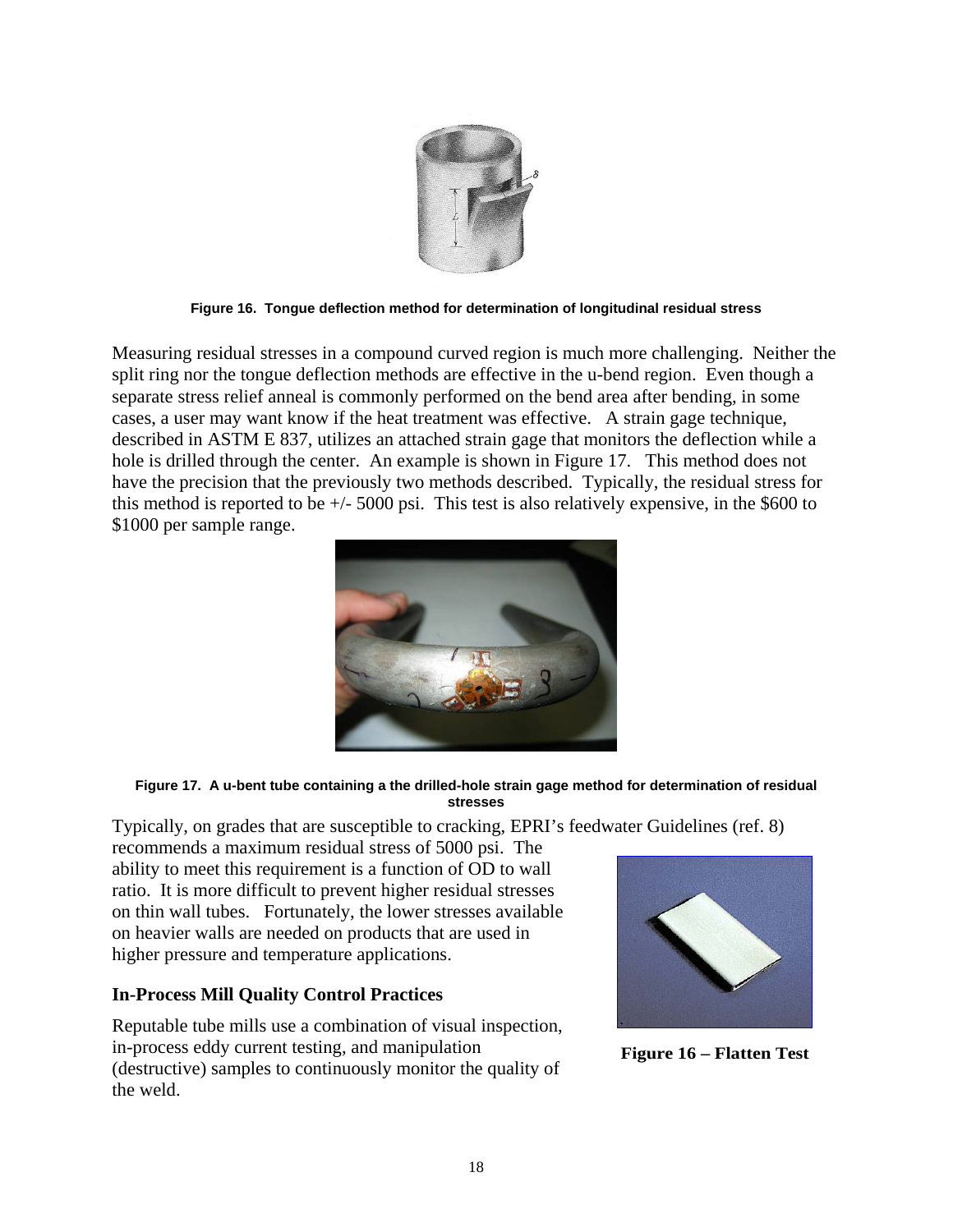**Figure 16. Tongue deflection method for determination of longitudinal residual stress**

Measuring residual stresses in a compound curved region is much more challenging. Neither the split ring nor the tongue deflection methods are effective in the u-bend region. Even though a separate stress relief anneal is commonly performed on the bend area after bending, in some cases, a user may want know if the heat treatment was effective. A strain gage technique, described in ASTM E 837, utilizes an attached strain gage that monitors the deflection while a hole is drilled through the center. An example is shown in Figure 17. This method does not have the precision that the previously two methods described. Typically, the residual stress for this method is reported to be +/- 5000 psi. This test is also relatively expensive, in the $600 to $1000 per sample range.

**Figure 17. A u-bent tube containing a the drilled-hole strain gage method for determination of residual stresses**

Typically, on grades that are susceptible to cracking, EPRI's feedwater Guidelines (ref. 8) recommends a maximum residual stress of 5000 psi. The ability to meet this requirement is a function of OD to wall ratio. It is more difficult to prevent higher residual stresses on thin wall tubes. Fortunately, the lower stresses available on heavier walls are needed on products that are used in higher pressure and temperature applications.

**Figure 16 – Flatten Test**

## In-Process Mill Quality Control Practices

Reputable tube mills use a combination of visual inspection, in-process eddy current testing, and manipulation (destructive) samples to continuously monitor the quality of the weld.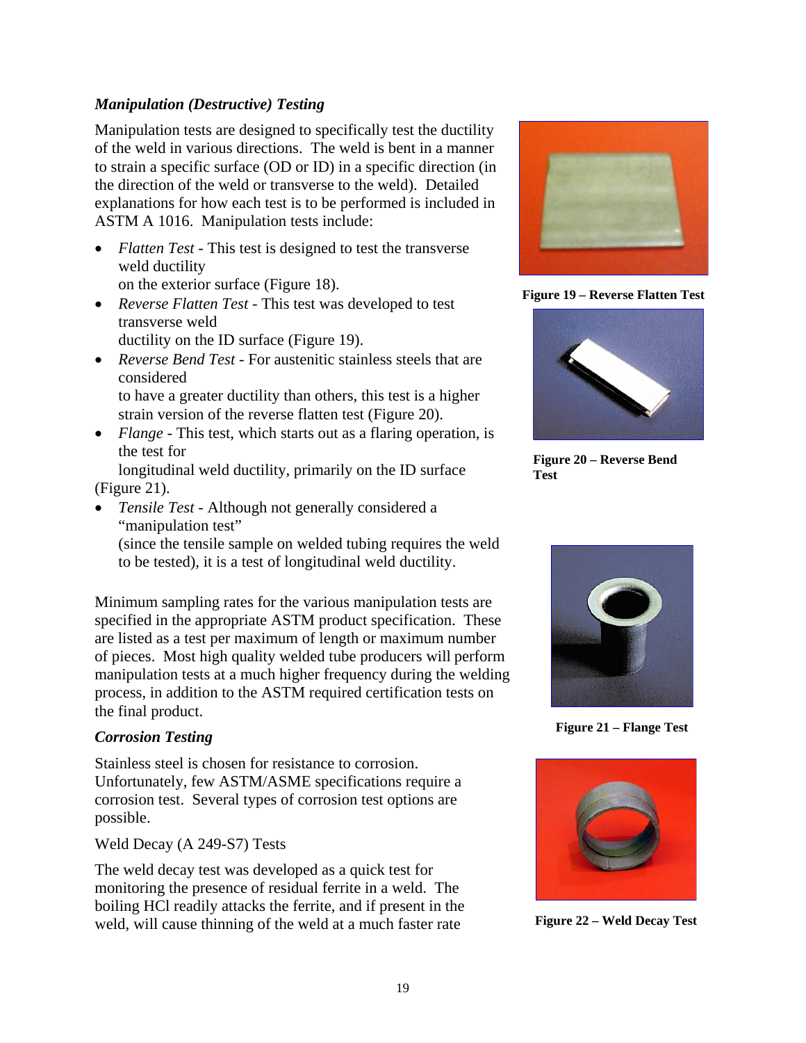### *Manipulation (Destructive) Testing*

Manipulation tests are designed to specifically test the ductility of the weld in various directions. The weld is bent in a manner to strain a specific surface (OD or ID) in a specific direction (in the direction of the weld or transverse to the weld). Detailed explanations for how each test is to be performed is included in ASTM A 1016. Manipulation tests include:

- *Flatten Test* - This test is designed to test the transverse weld ductility on the exterior surface (Figure 18).
- *Reverse Flatten Test* - This test was developed to test transverse weld ductility on the ID surface (Figure 19).
- *Reverse Bend Test* - For austenitic stainless steels that are considered to have a greater ductility than others, this test is a higher strain version of the reverse flatten test (Figure 20).
- *Flange* - This test, which starts out as a flaring operation, is the test for longitudinal weld ductility, primarily on the ID surface (Figure 21).
- *Tensile Test* - Although not generally considered a "manipulation test" (since the tensile sample on welded tubing requires the weld to be tested), it is a test of longitudinal weld ductility.

Minimum sampling rates for the various manipulation tests are specified in the appropriate ASTM product specification. These are listed as a test per maximum of length or maximum number of pieces. Most high quality welded tube producers will perform manipulation tests at a much higher frequency during the welding process, in addition to the ASTM required certification tests on the final product.

**Figure 19 – Reverse Flatten Test**

**Figure 20 – Reverse Bend Test**

**Figure 21 – Flange Test**

**Figure 22 – Weld Decay Test**

### *Corrosion Testing*

Stainless steel is chosen for resistance to corrosion. Unfortunately, few ASTM/ASME specifications require a corrosion test. Several types of corrosion test options are possible.

Weld Decay (A 249-S7) Tests

The weld decay test was developed as a quick test for monitoring the presence of residual ferrite in a weld. The boiling HCl readily attacks the ferrite, and if present in the weld, will cause thinning of the weld at a much faster rate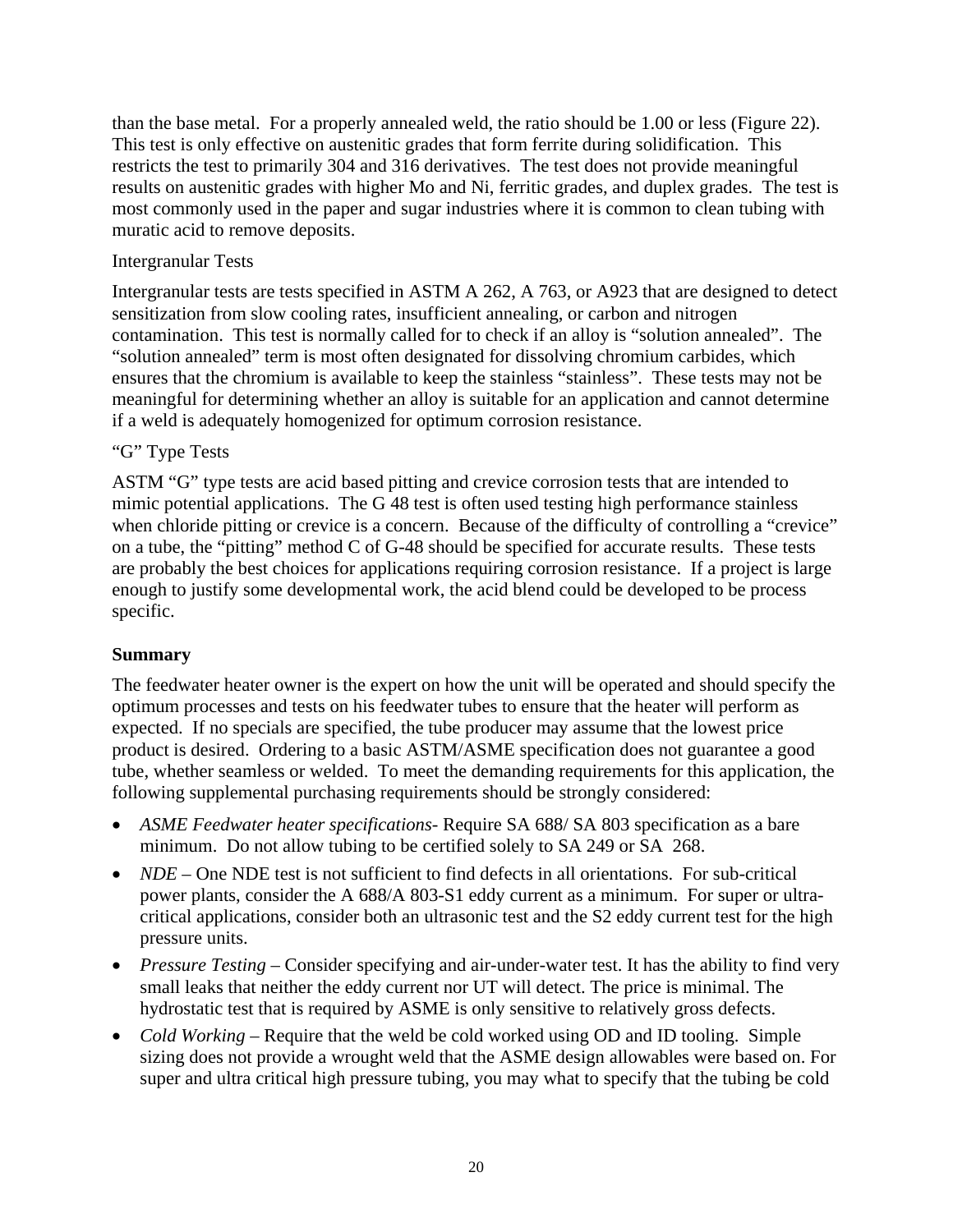than the base metal. For a properly annealed weld, the ratio should be 1.00 or less (Figure 22). This test is only effective on austenitic grades that form ferrite during solidification. This restricts the test to primarily 304 and 316 derivatives. The test does not provide meaningful results on austenitic grades with higher Mo and Ni, ferritic grades, and duplex grades. The test is most commonly used in the paper and sugar industries where it is common to clean tubing with muratic acid to remove deposits.

Intergranular Tests

Intergranular tests are tests specified in ASTM A 262, A 763, or A923 that are designed to detect sensitization from slow cooling rates, insufficient annealing, or carbon and nitrogen contamination. This test is normally called for to check if an alloy is "solution annealed". The "solution annealed" term is most often designated for dissolving chromium carbides, which ensures that the chromium is available to keep the stainless "stainless". These tests may not be meaningful for determining whether an alloy is suitable for an application and cannot determine if a weld is adequately homogenized for optimum corrosion resistance.

"G" Type Tests

ASTM "G" type tests are acid based pitting and crevice corrosion tests that are intended to mimic potential applications. The G 48 test is often used testing high performance stainless when chloride pitting or crevice is a concern. Because of the difficulty of controlling a "crevice" on a tube, the "pitting" method C of G-48 should be specified for accurate results. These tests are probably the best choices for applications requiring corrosion resistance. If a project is large enough to justify some developmental work, the acid blend could be developed to be process specific.

**Summary**

The feedwater heater owner is the expert on how the unit will be operated and should specify the optimum processes and tests on his feedwater tubes to ensure that the heater will perform as expected. If no specials are specified, the tube producer may assume that the lowest price product is desired. Ordering to a basic ASTM/ASME specification does not guarantee a good tube, whether seamless or welded. To meet the demanding requirements for this application, the following supplemental purchasing requirements should be strongly considered:

- *ASME Feedwater heater specifications*- Require SA 688/ SA 803 specification as a bare minimum. Do not allow tubing to be certified solely to SA 249 or SA 268.
- *NDE* – One NDE test is not sufficient to find defects in all orientations. For sub-critical power plants, consider the A 688/A 803-S1 eddy current as a minimum. For super or ultra-critical applications, consider both an ultrasonic test and the S2 eddy current test for the high pressure units.
- *Pressure Testing* – Consider specifying and air-under-water test. It has the ability to find very small leaks that neither the eddy current nor UT will detect. The price is minimal. The hydrostatic test that is required by ASME is only sensitive to relatively gross defects.
- *Cold Working* – Require that the weld be cold worked using OD and ID tooling. Simple sizing does not provide a wrought weld that the ASME design allowables were based on. For super and ultra critical high pressure tubing, you may what to specify that the tubing be cold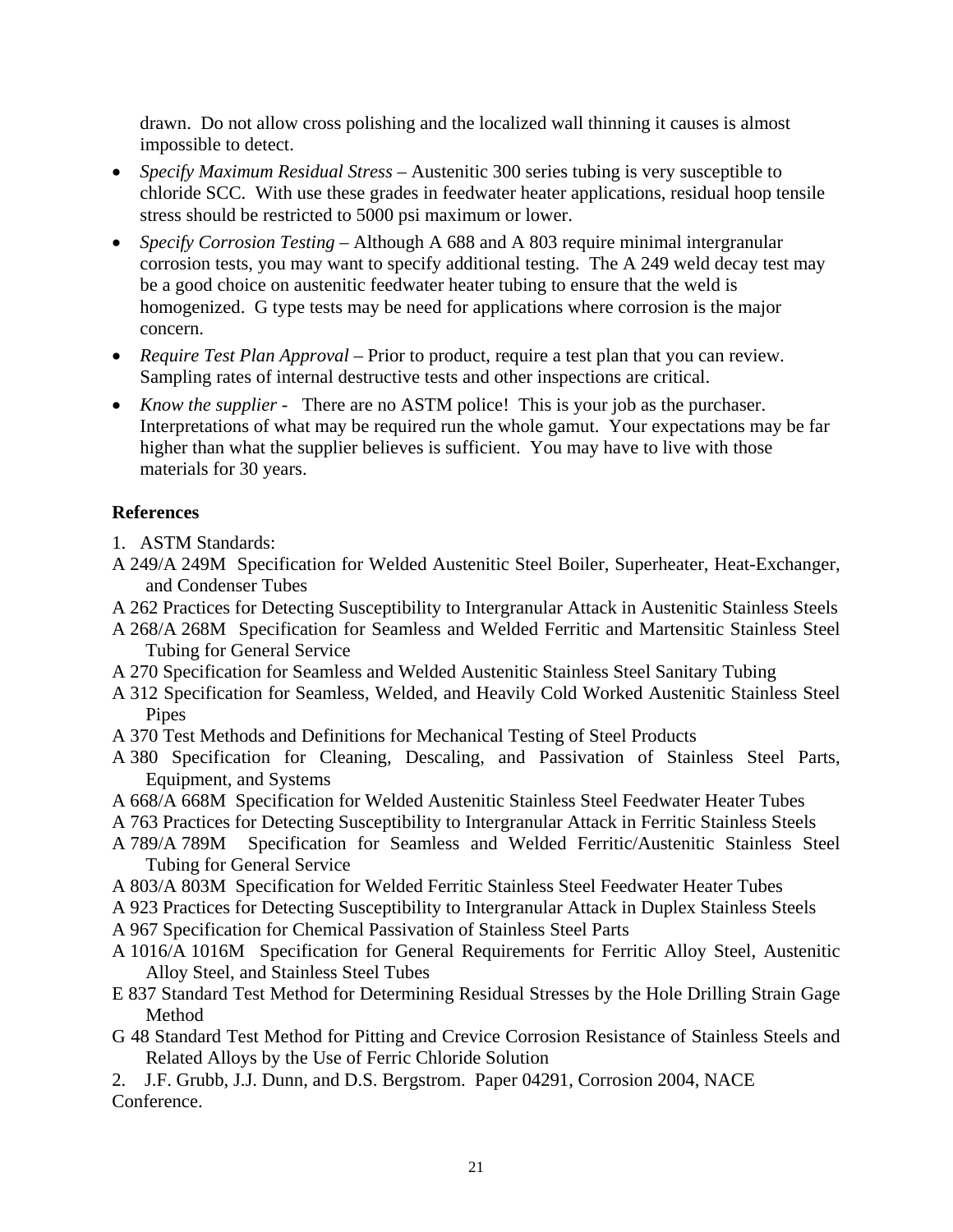drawn. Do not allow cross polishing and the localized wall thinning it causes is almost impossible to detect.

- *Specify Maximum Residual Stress* – Austenitic 300 series tubing is very susceptible to chloride SCC. With use these grades in feedwater heater applications, residual hoop tensile stress should be restricted to 5000 psi maximum or lower.
- *Specify Corrosion Testing* – Although A 688 and A 803 require minimal intergranular corrosion tests, you may want to specify additional testing. The A 249 weld decay test may be a good choice on austenitic feedwater heater tubing to ensure that the weld is homogenized. G type tests may be need for applications where corrosion is the major concern.
- *Require Test Plan Approval* – Prior to product, require a test plan that you can review. Sampling rates of internal destructive tests and other inspections are critical.
- *Know the supplier* - There are no ASTM police! This is your job as the purchaser. Interpretations of what may be required run the whole gamut. Your expectations may be far higher than what the supplier believes is sufficient. You may have to live with those materials for 30 years.

**References**

1. ASTM Standards:

A 249/A 249M Specification for Welded Austenitic Steel Boiler, Superheater, Heat-Exchanger, and Condenser Tubes

A 262 Practices for Detecting Susceptibility to Intergranular Attack in Austenitic Stainless Steels

A 268/A 268M Specification for Seamless and Welded Ferritic and Martensitic Stainless Steel Tubing for General Service

A 270 Specification for Seamless and Welded Austenitic Stainless Steel Sanitary Tubing

A 312 Specification for Seamless, Welded, and Heavily Cold Worked Austenitic Stainless Steel Pipes

A 370 Test Methods and Definitions for Mechanical Testing of Steel Products

A 380 Specification for Cleaning, Descaling, and Passivation of Stainless Steel Parts, Equipment, and Systems

A 668/A 668M Specification for Welded Austenitic Stainless Steel Feedwater Heater Tubes

A 763 Practices for Detecting Susceptibility to Intergranular Attack in Ferritic Stainless Steels

A 789/A 789M Specification for Seamless and Welded Ferritic/Austenitic Stainless Steel Tubing for General Service

A 803/A 803M Specification for Welded Ferritic Stainless Steel Feedwater Heater Tubes

A 923 Practices for Detecting Susceptibility to Intergranular Attack in Duplex Stainless Steels

A 967 Specification for Chemical Passivation of Stainless Steel Parts

A 1016/A 1016M Specification for General Requirements for Ferritic Alloy Steel, Austenitic Alloy Steel, and Stainless Steel Tubes

E 837 Standard Test Method for Determining Residual Stresses by the Hole Drilling Strain Gage Method

G 48 Standard Test Method for Pitting and Crevice Corrosion Resistance of Stainless Steels and Related Alloys by the Use of Ferric Chloride Solution

2. J.F. Grubb, J.J. Dunn, and D.S. Bergstrom. Paper 04291, Corrosion 2004, NACE Conference.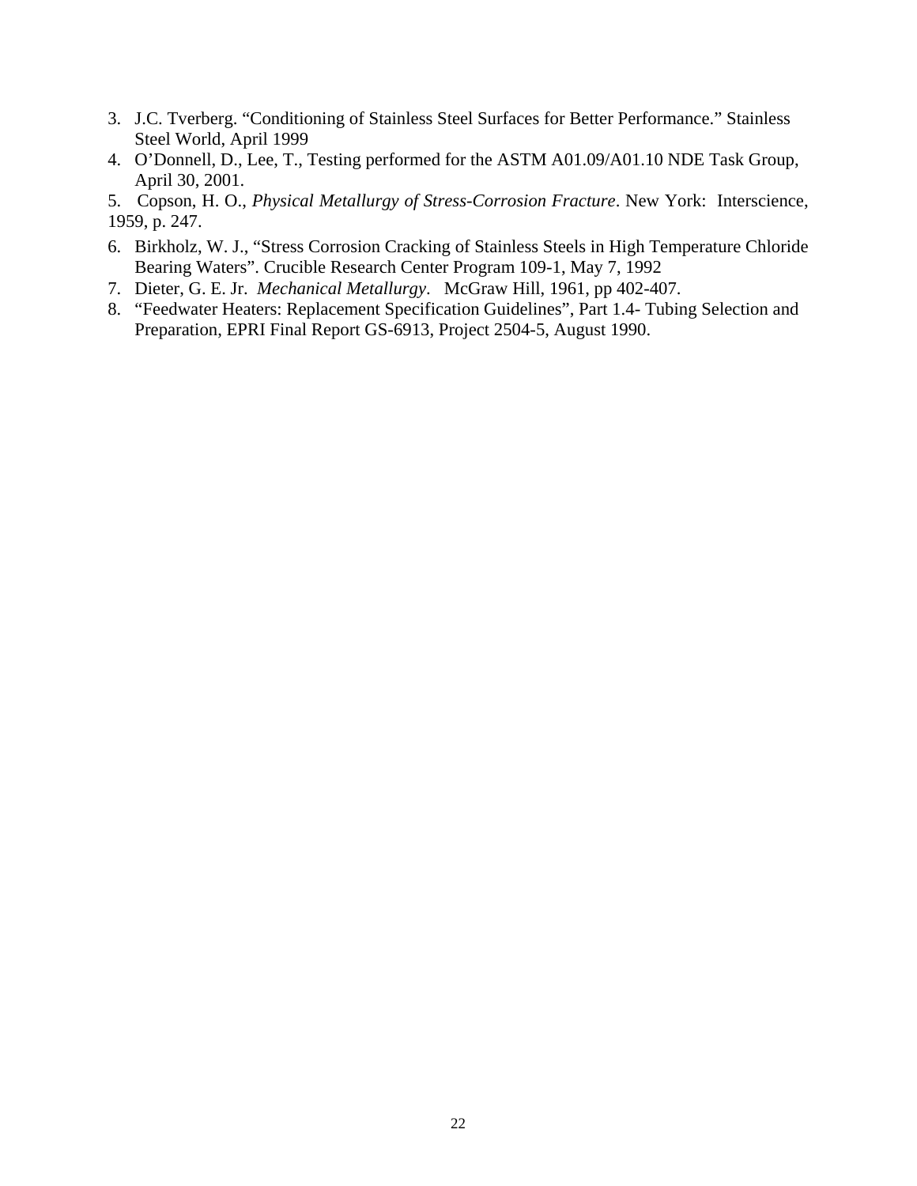3. J.C. Tverberg. "Conditioning of Stainless Steel Surfaces for Better Performance." Stainless Steel World, April 1999
4. O'Donnell, D., Lee, T., Testing performed for the ASTM A01.09/A01.10 NDE Task Group, April 30, 2001.
5. Copson, H. O., *Physical Metallurgy of Stress-Corrosion Fracture*. New York: Interscience, 1959, p. 247.
6. Birkholz, W. J., "Stress Corrosion Cracking of Stainless Steels in High Temperature Chloride Bearing Waters". Crucible Research Center Program 109-1, May 7, 1992
7. Dieter, G. E. Jr. *Mechanical Metallurgy*. McGraw Hill, 1961, pp 402-407.
8. "Feedwater Heaters: Replacement Specification Guidelines", Part 1.4- Tubing Selection and Preparation, EPRI Final Report GS-6913, Project 2504-5, August 1990.